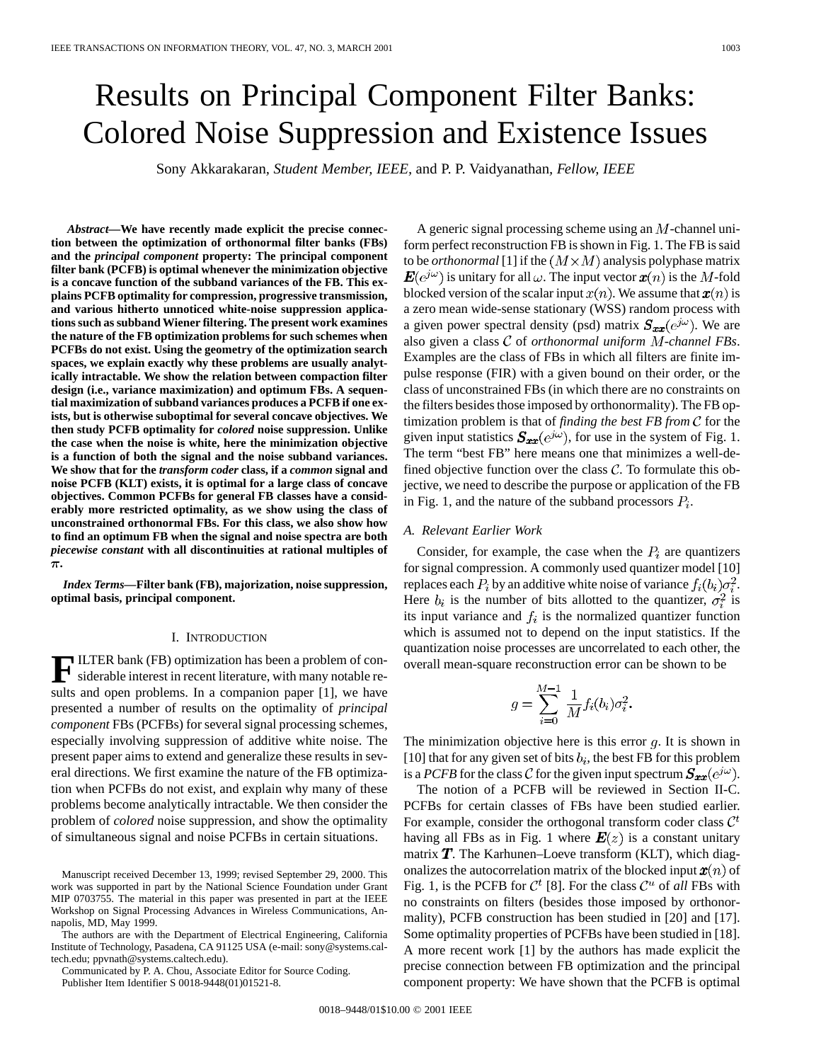# Results on Principal Component Filter Banks: Colored Noise Suppression and Existence Issues

Sony Akkarakaran, *Student Member, IEEE*, and P. P. Vaidyanathan, *Fellow, IEEE*

***Abstract*—We have recently made explicit the precise connection between the optimization of orthonormal filter banks (FBs) and the *principal component* property: The principal component filter bank (PCFB) is optimal whenever the minimization objective is a concave function of the subband variances of the FB. This explains PCFB optimality for compression, progressive transmission, and various hitherto unnoticed white-noise suppression applications such as subband Wiener filtering. The present work examines the nature of the FB optimization problems for such schemes when PCFBs do not exist. Using the geometry of the optimization search spaces, we explain exactly why these problems are usually analytically intractable. We show the relation between compaction filter design (i.e., variance maximization) and optimum FBs. A sequential maximization of subband variances produces a PCFB if one exists, but is otherwise suboptimal for several concave objectives. We then study PCFB optimality for *colored* noise suppression. Unlike the case when the noise is white, here the minimization objective is a function of both the signal and the noise subband variances. We show that for the *transform coder* class, if a *common* signal and noise PCFB (KLT) exists, it is optimal for a large class of concave objectives. Common PCFBs for general FB classes have a considerably more restricted optimality, as we show using the class of unconstrained orthonormal FBs. For this class, we also show how to find an optimum FB when the signal and noise spectra are both *piecewise constant* with all discontinuities at rational multiples of $\pi$.**

***Index Terms*—Filter bank (FB), majorization, noise suppression, optimal basis, principal component.**

## I. Introduction

FILTER bank (FB) optimization has been a problem of considerable interest in recent literature, with many notable results and open problems. In a companion paper [1], we have presented a number of results on the optimality of *principal component* FBs (PCFBs) for several signal processing schemes, especially involving suppression of additive white noise. The present paper aims to extend and generalize these results in several directions. We first examine the nature of the FB optimization when PCFBs do not exist, and explain why many of these problems become analytically intractable. We then consider the problem of *colored* noise suppression, and show the optimality of simultaneous signal and noise PCFBs in certain situations.

Manuscript received December 13, 1999; revised September 29, 2000. This work was supported in part by the National Science Foundation under Grant MIP 0703755. The material in this paper was presented in part at the IEEE Workshop on Signal Processing Advances in Wireless Communications, Annapolis, MD, May 1999.

The authors are with the Department of Electrical Engineering, California Institute of Technology, Pasadena, CA 91125 USA (e-mail: sony@systems.caltech.edu; ppvnath@systems.caltech.edu).

Communicated by P. A. Chou, Associate Editor for Source Coding.

Publisher Item Identifier S 0018-9448(01)01521-8.

A generic signal processing scheme using an $M$-channel uniform perfect reconstruction FB is shown in Fig. 1. The FB is said to be *orthonormal* [1] if the $(M \times M)$ analysis polyphase matrix $\boldsymbol{E}(e^{j\omega})$ is unitary for all $\omega$. The input vector $\boldsymbol{x}(n)$ is the $M$-fold blocked version of the scalar input $x(n)$. We assume that $\boldsymbol{x}(n)$ is a zero mean wide-sense stationary (WSS) random process with a given power spectral density (psd) matrix $\boldsymbol{S_{xx}}(e^{j\omega})$. We are also given a class $\mathcal{C}$ of *orthonormal uniform $M$-channel FBs*. Examples are the class of FBs in which all filters are finite impulse response (FIR) with a given bound on their order, or the class of unconstrained FBs (in which there are no constraints on the filters besides those imposed by orthonormality). The FB optimization problem is that of *finding the best FB from $\mathcal{C}$* for the given input statistics $\boldsymbol{S_{xx}}(e^{j\omega})$, for use in the system of Fig. 1. The term "best FB" here means one that minimizes a well-defined objective function over the class $\mathcal{C}$. To formulate this objective, we need to describe the purpose or application of the FB in Fig. 1, and the nature of the subband processors $P_i$.

### A. Relevant Earlier Work

Consider, for example, the case when the $P_i$ are quantizers for signal compression. A commonly used quantizer model [10] replaces each $P_i$ by an additive white noise of variance $f_i(b_i)\sigma_i^2$. Here $b_i$ is the number of bits allotted to the quantizer, $\sigma_i^2$ is its input variance and $f_i$ is the normalized quantizer function which is assumed not to depend on the input statistics. If the quantization noise processes are uncorrelated to each other, the overall mean-square reconstruction error can be shown to be

$$g = \sum_{i=0}^{M-1} \frac{1}{M} f_i(b_i)\sigma_i^2.$$

The minimization objective here is this error $g$. It is shown in [10] that for any given set of bits $b_i$, the best FB for this problem is a *PCFB* for the class $\mathcal{C}$ for the given input spectrum $\boldsymbol{S_{xx}}(e^{j\omega})$.

The notion of a PCFB will be reviewed in Section II-C. PCFBs for certain classes of FBs have been studied earlier. For example, consider the orthogonal transform coder class $\mathcal{C}^t$ having all FBs as in Fig. 1 where $\boldsymbol{E}(z)$ is a constant unitary matrix $\boldsymbol{T}$. The Karhunen–Loeve transform (KLT), which diagonalizes the autocorrelation matrix of the blocked input $\boldsymbol{x}(n)$ of Fig. 1, is the PCFB for $\mathcal{C}^t$ [8]. For the class $\mathcal{C}^u$ of *all* FBs with no constraints on filters (besides those imposed by orthonormality), PCFB construction has been studied in [20] and [17]. Some optimality properties of PCFBs have been studied in [18]. A more recent work [1] by the authors has made explicit the precise connection between FB optimization and the principal component property: We have shown that the PCFB is optimal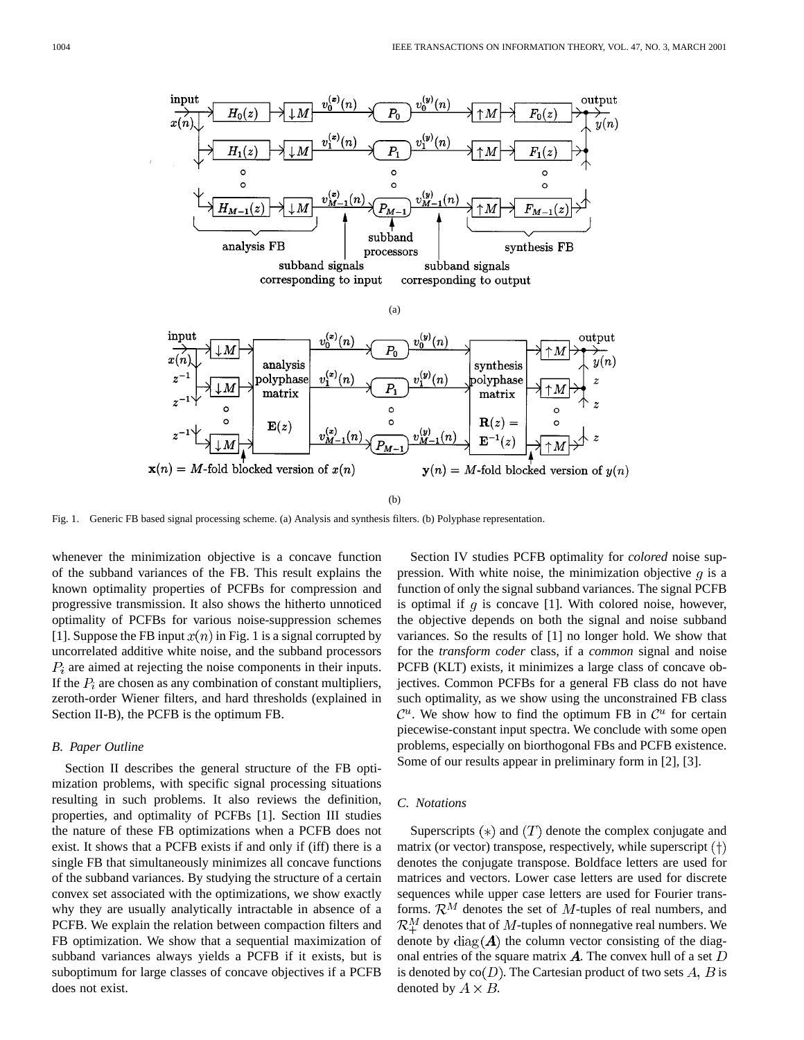Fig. 1. Generic FB based signal processing scheme. (a) Analysis and synthesis filters. (b) Polyphase representation.

whenever the minimization objective is a concave function of the subband variances of the FB. This result explains the known optimality properties of PCFBs for compression and progressive transmission. It also shows the hitherto unnoticed optimality of PCFBs for various noise-suppression schemes [1]. Suppose the FB input $x(n)$ in Fig. 1 is a signal corrupted by uncorrelated additive white noise, and the subband processors $P_i$ are aimed at rejecting the noise components in their inputs. If the $P_i$ are chosen as any combination of constant multipliers, zeroth-order Wiener filters, and hard thresholds (explained in Section II-B), the PCFB is the optimum FB.

### B. Paper Outline

Section II describes the general structure of the FB optimization problems, with specific signal processing situations resulting in such problems. It also reviews the definition, properties, and optimality of PCFBs [1]. Section III studies the nature of these FB optimizations when a PCFB does not exist. It shows that a PCFB exists if and only if (iff) there is a single FB that simultaneously minimizes all concave functions of the subband variances. By studying the structure of a certain convex set associated with the optimizations, we show exactly why they are usually analytically intractable in absence of a PCFB. We explain the relation between compaction filters and FB optimization. We show that a sequential maximization of subband variances always yields a PCFB if it exists, but is suboptimum for large classes of concave objectives if a PCFB does not exist.

Section IV studies PCFB optimality for *colored* noise suppression. With white noise, the minimization objective $g$ is a function of only the signal subband variances. The signal PCFB is optimal if $g$ is concave [1]. With colored noise, however, the objective depends on both the signal and noise subband variances. So the results of [1] no longer hold. We show that for the *transform coder* class, if a *common* signal and noise PCFB (KLT) exists, it minimizes a large class of concave objectives. Common PCFBs for a general FB class do not have such optimality, as we show using the unconstrained FB class $\mathcal{C}^u$. We show how to find the optimum FB in $\mathcal{C}^u$ for certain piecewise-constant input spectra. We conclude with some open problems, especially on biorthogonal FBs and PCFB existence. Some of our results appear in preliminary form in [2], [3].

### C. Notations

Superscripts $(*)$ and $(T)$ denote the complex conjugate and matrix (or vector) transpose, respectively, while superscript $(\dagger)$ denotes the conjugate transpose. Boldface letters are used for matrices and vectors. Lower case letters are used for discrete sequences while upper case letters are used for Fourier transforms. $\mathcal{R}^M$ denotes the set of $M$-tuples of real numbers, and $\mathcal{R}_+^M$ denotes that of $M$-tuples of nonnegative real numbers. We denote by $\mathrm{diag}(\boldsymbol{A})$ the column vector consisting of the diagonal entries of the square matrix $\boldsymbol{A}$. The convex hull of a set $D$ is denoted by $\mathrm{co}(D)$. The Cartesian product of two sets $A$, $B$ is denoted by $A \times B$.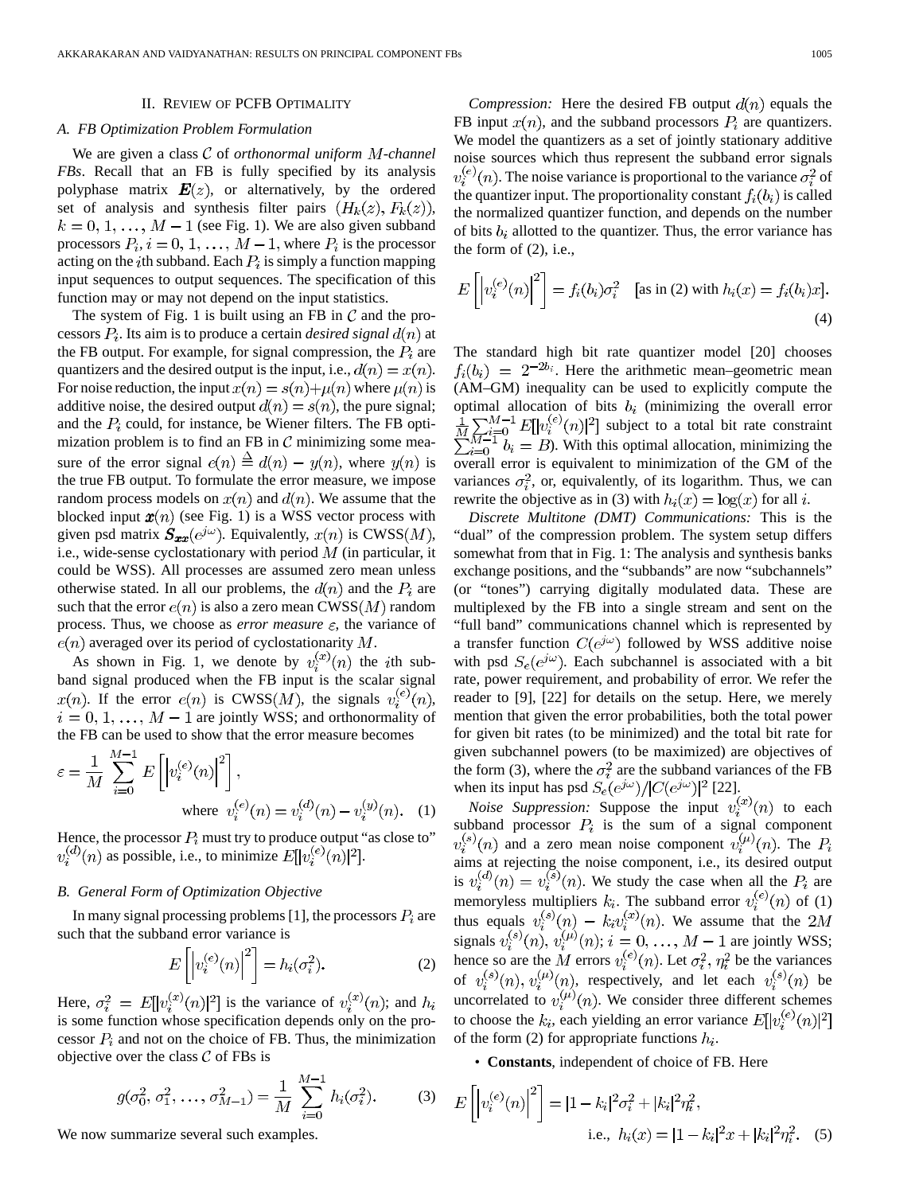## II. Review of PCFB Optimality

### A. FB Optimization Problem Formulation

We are given a class $\mathcal{C}$ of *orthonormal uniform $M$-channel FBs*. Recall that an FB is fully specified by its analysis polyphase matrix $\boldsymbol{E}(z)$, or alternatively, by the ordered set of analysis and synthesis filter pairs $(H_k(z), F_k(z))$, $k = 0, 1, \ldots, M-1$ (see Fig. 1). We are also given subband processors $P_i, i = 0, 1, \ldots, M-1$, where $P_i$ is the processor acting on the $i$th subband. Each $P_i$ is simply a function mapping input sequences to output sequences. The specification of this function may or may not depend on the input statistics.

The system of Fig. 1 is built using an FB in $\mathcal{C}$ and the processors $P_i$. Its aim is to produce a certain *desired signal* $d(n)$ at the FB output. For example, for signal compression, the $P_i$ are quantizers and the desired output is the input, i.e., $d(n) = x(n)$. For noise reduction, the input $x(n) = s(n) + \mu(n)$ where $\mu(n)$ is additive noise, the desired output $d(n) = s(n)$, the pure signal; and the $P_i$ could, for instance, be Wiener filters. The FB optimization problem is to find an FB in $\mathcal{C}$ minimizing some measure of the error signal $e(n) \triangleq d(n) - y(n)$, where $y(n)$ is the true FB output. To formulate the error measure, we impose random process models on $x(n)$ and $d(n)$. We assume that the blocked input $\boldsymbol{x}(n)$ (see Fig. 1) is a WSS vector process with given psd matrix $\boldsymbol{S_{xx}}(e^{j\omega})$. Equivalently, $x(n)$ is CWSS($M$), i.e., wide-sense cyclostationary with period $M$ (in particular, it could be WSS). All processes are assumed zero mean unless otherwise stated. In all our problems, the $d(n)$ and the $P_i$ are such that the error $e(n)$ is also a zero mean CWSS($M$) random process. Thus, we choose as *error measure* $\varepsilon$, the variance of $e(n)$ averaged over its period of cyclostationarity $M$.

As shown in Fig. 1, we denote by $v_i^{(x)}(n)$ the $i$th subband signal produced when the FB input is the scalar signal $x(n)$. If the error $e(n)$ is CWSS($M$), the signals $v_i^{(e)}(n)$, $i = 0, 1, \ldots, M-1$ are jointly WSS; and orthonormality of the FB can be used to show that the error measure becomes

$$\varepsilon = \frac{1}{M} \sum_{i=0}^{M-1} E\left[\left|v_i^{(e)}(n)\right|^2\right], \quad \text{where } v_i^{(e)}(n) = v_i^{(d)}(n) - v_i^{(y)}(n). \quad (1)$$

Hence, the processor $P_i$ must try to produce output "as close to" $v_i^{(d)}(n)$ as possible, i.e., to minimize $E[|v_i^{(e)}(n)|^2]$.

### B. General Form of Optimization Objective

In many signal processing problems [1], the processors $P_i$ are such that the subband error variance is

$$E\left[\left|v_i^{(e)}(n)\right|^2\right] = h_i(\sigma_i^2). \quad (2)$$

Here, $\sigma_i^2 = E[|v_i^{(x)}(n)|^2]$ is the variance of $v_i^{(x)}(n)$; and $h_i$ is some function whose specification depends only on the processor $P_i$ and not on the choice of FB. Thus, the minimization objective over the class $\mathcal{C}$ of FBs is

$$g(\sigma_0^2, \sigma_1^2, \ldots, \sigma_{M-1}^2) = \frac{1}{M} \sum_{i=0}^{M-1} h_i(\sigma_i^2). \quad (3)$$

We now summarize several such examples.

*Compression:* Here the desired FB output $d(n)$ equals the FB input $x(n)$, and the subband processors $P_i$ are quantizers. We model the quantizers as a set of jointly stationary additive noise sources which thus represent the subband error signals $v_i^{(e)}(n)$. The noise variance is proportional to the variance $\sigma_i^2$ of the quantizer input. The proportionality constant $f_i(b_i)$ is called the normalized quantizer function, and depends on the number of bits $b_i$ allotted to the quantizer. Thus, the error variance has the form of (2), i.e.,

$$E\left[\left|v_i^{(e)}(n)\right|^2\right] = f_i(b_i)\sigma_i^2 \quad \text{[as in (2) with } h_i(x) = f_i(b_i)x]. \quad (4)$$

The standard high bit rate quantizer model [20] chooses $f_i(b_i) = 2^{-2b_i}$. Here the arithmetic mean–geometric mean (AM–GM) inequality can be used to explicitly compute the optimal allocation of bits $b_i$ (minimizing the overall error $\frac{1}{M}\sum_{i=0}^{M-1} E[|v_i^{(e)}(n)|^2]$ subject to a total bit rate constraint $\sum_{i=0}^{M-1} b_i = B$). With this optimal allocation, minimizing the overall error is equivalent to minimization of the GM of the variances $\sigma_i^2$, or, equivalently, of its logarithm. Thus, we can rewrite the objective as in (3) with $h_i(x) = \log(x)$ for all $i$.

*Discrete Multitone (DMT) Communications:* This is the "dual" of the compression problem. The system setup differs somewhat from that in Fig. 1: The analysis and synthesis banks exchange positions, and the "subbands" are now "subchannels" (or "tones") carrying digitally modulated data. These are multiplexed by the FB into a single stream and sent on the "full band" communications channel which is represented by a transfer function $C(e^{j\omega})$ followed by WSS additive noise with psd $S_e(e^{j\omega})$. Each subchannel is associated with a bit rate, power requirement, and probability of error. We refer the reader to [9], [22] for details on the setup. Here, we merely mention that given the error probabilities, both the total power for given bit rates (to be minimized) and the total bit rate for given subchannel powers (to be maximized) are objectives of the form (3), where the $\sigma_i^2$ are the subband variances of the FB when its input has psd $S_e(e^{j\omega})/|C(e^{j\omega})|^2$ [22].

*Noise Suppression:* Suppose the input $v_i^{(x)}(n)$ to each subband processor $P_i$ is the sum of a signal component $v_i^{(s)}(n)$ and a zero mean noise component $v_i^{(\mu)}(n)$. The $P_i$ aims at rejecting the noise component, i.e., its desired output is $v_i^{(d)}(n) = v_i^{(s)}(n)$. We study the case when all the $P_i$ are memoryless multipliers $k_i$. The subband error $v_i^{(e)}(n)$ of (1) thus equals $v_i^{(s)}(n) - k_i v_i^{(x)}(n)$. We assume that the $2M$ signals $v_i^{(s)}(n), v_i^{(\mu)}(n); i = 0, \ldots, M-1$ are jointly WSS; hence so are the $M$ errors $v_i^{(e)}(n)$. Let $\sigma_i^2, \eta_i^2$ be the variances of $v_i^{(s)}(n), v_i^{(\mu)}(n)$, respectively, and let each $v_i^{(s)}(n)$ be uncorrelated to $v_i^{(\mu)}(n)$. We consider three different schemes to choose the $k_i$, each yielding an error variance $E[|v_i^{(e)}(n)|^2]$ of the form (2) for appropriate functions $h_i$.

- **Constants**, independent of choice of FB. Here

$$E\left[\left|v_i^{(e)}(n)\right|^2\right] = |1 - k_i|^2 \sigma_i^2 + |k_i|^2 \eta_i^2, \quad \text{i.e., } h_i(x) = |1 - k_i|^2 x + |k_i|^2 \eta_i^2. \quad (5)$$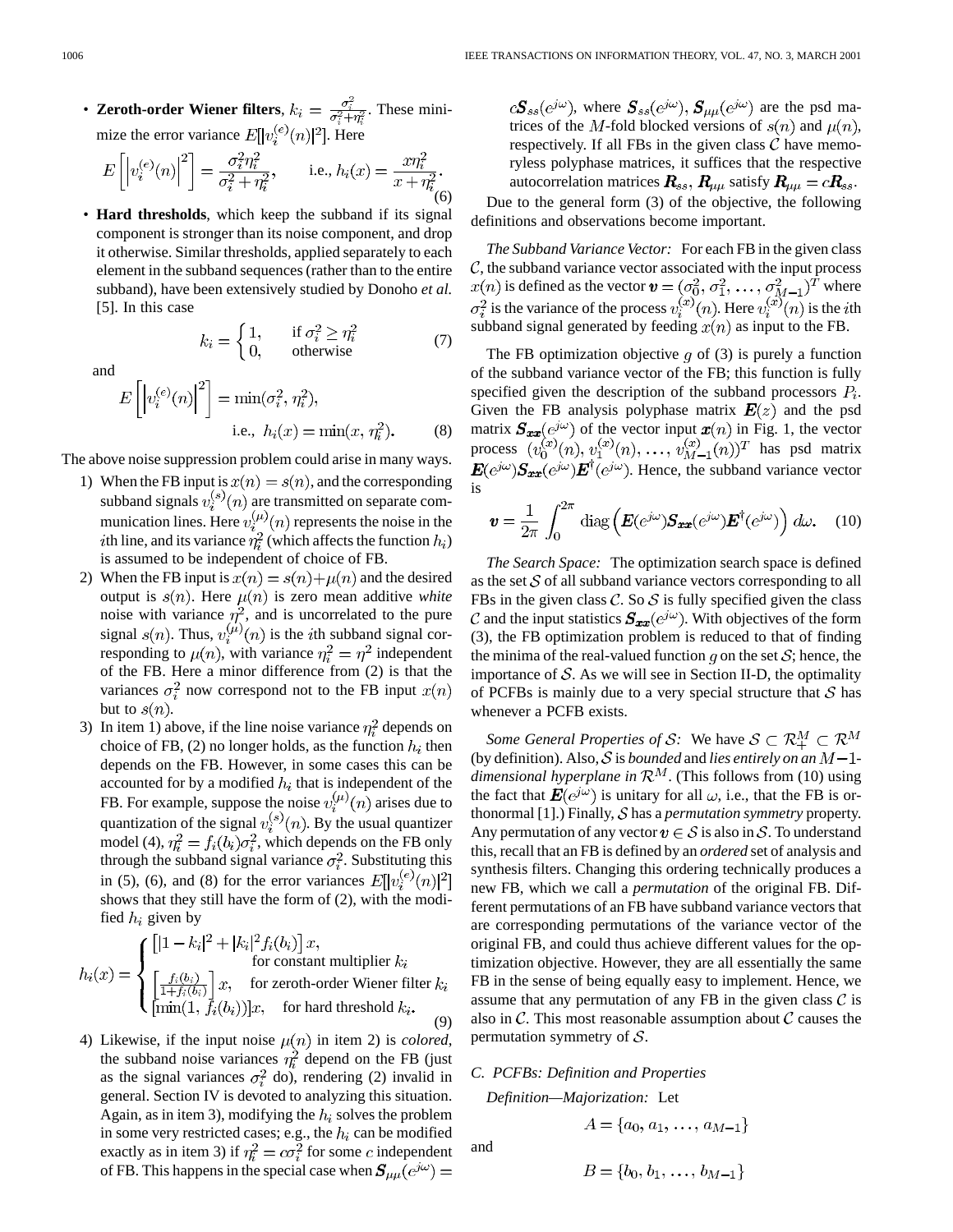- **Zeroth-order Wiener filters**, $k_i = \frac{\sigma_i^2}{\sigma_i^2+\eta_i^2}$. These minimize the error variance $E[|v_i^{(e)}(n)|^2]$. Here

$$E\left[\left|v_i^{(e)}(n)\right|^2\right] = \frac{\sigma_i^2\eta_i^2}{\sigma_i^2+\eta_i^2}, \qquad \text{i.e., } h_i(x) = \frac{x\eta_i^2}{x+\eta_i^2}. \tag{6}$$

- **Hard thresholds**, which keep the subband if its signal component is stronger than its noise component, and drop it otherwise. Similar thresholds, applied separately to each element in the subband sequences (rather than to the entire subband), have been extensively studied by Donoho *et al.* [5]. In this case

$$k_i = \begin{cases} 1, & \text{if } \sigma_i^2 \geq \eta_i^2 \\ 0, & \text{otherwise} \end{cases} \tag{7}$$

and

$$E\left[\left|v_i^{(e)}(n)\right|^2\right] = \min(\sigma_i^2, \eta_i^2), \qquad \text{i.e., } h_i(x) = \min(x, \eta_i^2). \tag{8}$$

The above noise suppression problem could arise in many ways.

1) When the FB input is $x(n) = s(n)$, and the corresponding subband signals $v_i^{(s)}(n)$ are transmitted on separate communication lines. Here $v_i^{(\mu)}(n)$ represents the noise in the $i$th line, and its variance $\eta_i^2$ (which affects the function $h_i$) is assumed to be independent of choice of FB.
2) When the FB input is $x(n) = s(n)+\mu(n)$ and the desired output is $s(n)$. Here $\mu(n)$ is zero mean additive *white* noise with variance $\eta^2$, and is uncorrelated to the pure signal $s(n)$. Thus, $v_i^{(\mu)}(n)$ is the $i$th subband signal corresponding to $\mu(n)$, with variance $\eta_i^2 = \eta^2$ independent of the FB. Here a minor difference from (2) is that the variances $\sigma_i^2$ now correspond not to the FB input $x(n)$ but to $s(n)$.
3) In item 1) above, if the line noise variance $\eta_i^2$ depends on choice of FB, (2) no longer holds, as the function $h_i$ then depends on the FB. However, in some cases this can be accounted for by a modified $h_i$ that is independent of the FB. For example, suppose the noise $v_i^{(\mu)}(n)$ arises due to quantization of the signal $v_i^{(s)}(n)$. By the usual quantizer model (4), $\eta_i^2 = f_i(b_i)\sigma_i^2$, which depends on the FB only through the subband signal variance $\sigma_i^2$. Substituting this in (5), (6), and (8) for the error variances $E[|v_i^{(e)}(n)|^2]$ shows that they still have the form of (2), with the modified $h_i$ given by

$$h_i(x) = \begin{cases} \left[|1-k_i|^2 + |k_i|^2 f_i(b_i)\right] x, & \text{for constant multiplier } k_i \\ \left[\frac{f_i(b_i)}{1+f_i(b_i)}\right] x, & \text{for zeroth-order Wiener filter } k_i \\ [\min(1, f_i(b_i))]x, & \text{for hard threshold } k_i. \end{cases} \tag{9}$$

4) Likewise, if the input noise $\mu(n)$ in item 2) is *colored*, the subband noise variances $\eta_i^2$ depend on the FB (just as the signal variances $\sigma_i^2$ do), rendering (2) invalid in general. Section IV is devoted to analyzing this situation. Again, as in item 3), modifying the $h_i$ solves the problem in some very restricted cases; e.g., the $h_i$ can be modified exactly as in item 3) if $\eta_i^2 = c\sigma_i^2$ for some $c$ independent of FB. This happens in the special case when $\boldsymbol{S}_{\mu\mu}(e^{j\omega}) = c\boldsymbol{S}_{ss}(e^{j\omega})$, where $\boldsymbol{S}_{ss}(e^{j\omega}), \boldsymbol{S}_{\mu\mu}(e^{j\omega})$ are the psd matrices of the $M$-fold blocked versions of $s(n)$ and $\mu(n)$, respectively. If all FBs in the given class $\mathcal{C}$ have memoryless polyphase matrices, it suffices that the respective autocorrelation matrices $\boldsymbol{R}_{ss}, \boldsymbol{R}_{\mu\mu}$ satisfy $\boldsymbol{R}_{\mu\mu} = c\boldsymbol{R}_{ss}$.

Due to the general form (3) of the objective, the following definitions and observations become important.

*The Subband Variance Vector:* For each FB in the given class $\mathcal{C}$, the subband variance vector associated with the input process $x(n)$ is defined as the vector $\boldsymbol{v} = (\sigma_0^2, \sigma_1^2, \ldots, \sigma_{M-1}^2)^T$ where $\sigma_i^2$ is the variance of the process $v_i^{(x)}(n)$. Here $v_i^{(x)}(n)$ is the $i$th subband signal generated by feeding $x(n)$ as input to the FB.

The FB optimization objective $g$ of (3) is purely a function of the subband variance vector of the FB; this function is fully specified given the description of the subband processors $P_i$. Given the FB analysis polyphase matrix $\boldsymbol{E}(z)$ and the psd matrix $\boldsymbol{S}_{\boldsymbol{xx}}(e^{j\omega})$ of the vector input $\boldsymbol{x}(n)$ in Fig. 1, the vector process $(v_0^{(x)}(n), v_1^{(x)}(n), \ldots, v_{M-1}^{(x)}(n))^T$ has psd matrix $\boldsymbol{E}(e^{j\omega})\boldsymbol{S}_{\boldsymbol{xx}}(e^{j\omega})\boldsymbol{E}^\dagger(e^{j\omega})$. Hence, the subband variance vector is

$$\boldsymbol{v} = \frac{1}{2\pi}\int_0^{2\pi} \operatorname{diag}\left(\boldsymbol{E}(e^{j\omega})\boldsymbol{S}_{\boldsymbol{xx}}(e^{j\omega})\boldsymbol{E}^\dagger(e^{j\omega})\right) d\omega. \tag{10}$$

*The Search Space:* The optimization search space is defined as the set $\mathcal{S}$ of all subband variance vectors corresponding to all FBs in the given class $\mathcal{C}$. So $\mathcal{S}$ is fully specified given the class $\mathcal{C}$ and the input statistics $\boldsymbol{S}_{\boldsymbol{xx}}(e^{j\omega})$. With objectives of the form (3), the FB optimization problem is reduced to that of finding the minima of the real-valued function $g$ on the set $\mathcal{S}$; hence, the importance of $\mathcal{S}$. As we will see in Section II-D, the optimality of PCFBs is mainly due to a very special structure that $\mathcal{S}$ has whenever a PCFB exists.

*Some General Properties of $\mathcal{S}$:* We have $\mathcal{S} \subset \mathcal{R}_+^M \subset \mathcal{R}^M$ (by definition). Also, $\mathcal{S}$ is *bounded* and *lies entirely on an $M-1$-dimensional hyperplane in $\mathcal{R}^M$*. (This follows from (10) using the fact that $\boldsymbol{E}(e^{j\omega})$ is unitary for all $\omega$, i.e., that the FB is orthonormal [1].) Finally, $\mathcal{S}$ has a *permutation symmetry* property. Any permutation of any vector $\boldsymbol{v} \in \mathcal{S}$ is also in $\mathcal{S}$. To understand this, recall that an FB is defined by an *ordered* set of analysis and synthesis filters. Changing this ordering technically produces a new FB, which we call a *permutation* of the original FB. Different permutations of an FB have subband variance vectors that are corresponding permutations of the variance vector of the original FB, and could thus achieve different values for the optimization objective. However, they are all essentially the same FB in the sense of being equally easy to implement. Hence, we assume that any permutation of any FB in the given class $\mathcal{C}$ is also in $\mathcal{C}$. This most reasonable assumption about $\mathcal{C}$ causes the permutation symmetry of $\mathcal{S}$.

### C. PCFBs: Definition and Properties

*Definition—Majorization:* Let

$$A = \{a_0, a_1, \ldots, a_{M-1}\}$$

and

$$B = \{b_0, b_1, \ldots, b_{M-1}\}$$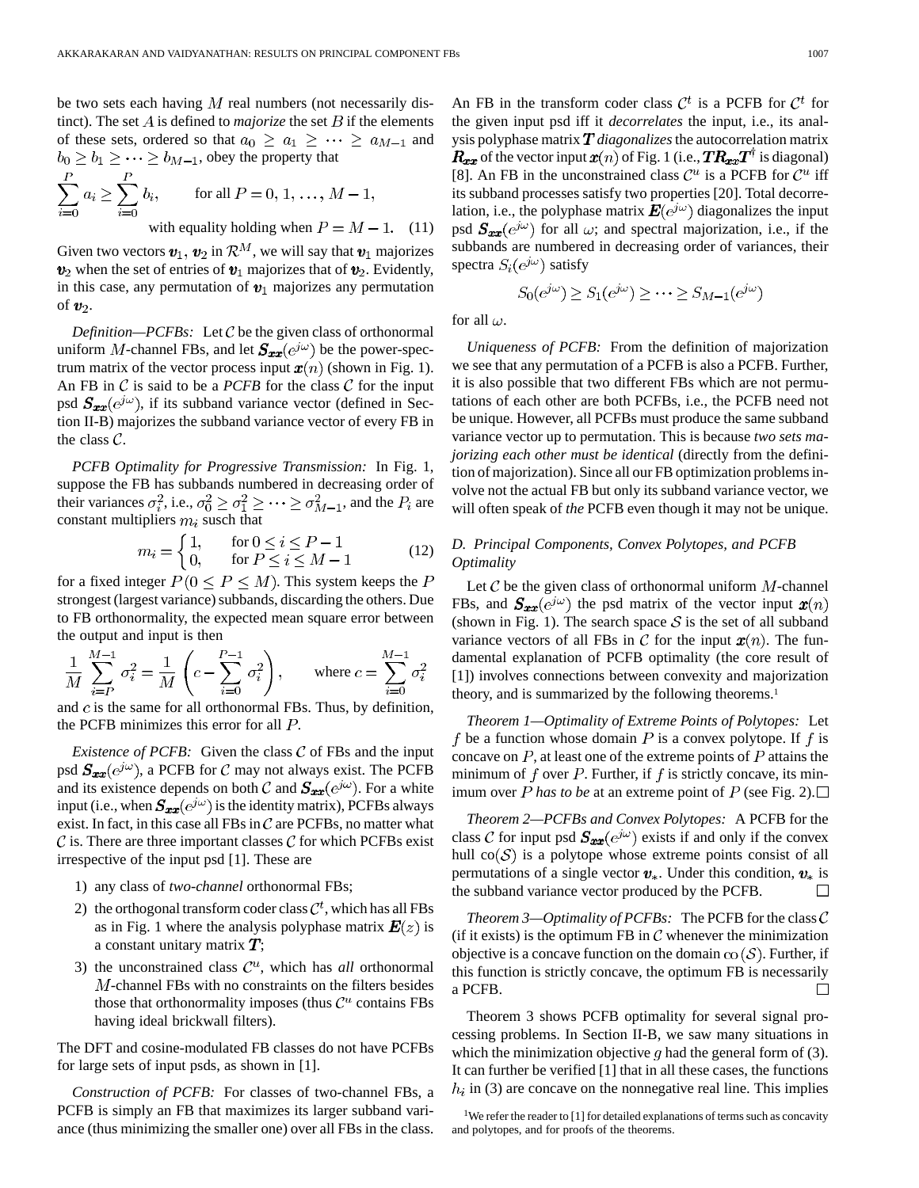be two sets each having $M$ real numbers (not necessarily distinct). The set $A$ is defined to *majorize* the set $B$ if the elements of these sets, ordered so that $a_0 \geq a_1 \geq \cdots \geq a_{M-1}$ and $b_0 \geq b_1 \geq \cdots \geq b_{M-1}$, obey the property that

$$\sum_{i=0}^{P} a_i \geq \sum_{i=0}^{P} b_i, \qquad \text{for all } P = 0, 1, \ldots, M-1,$$
$$\text{with equality holding when } P = M-1. \tag{11}$$

Given two vectors $\boldsymbol{v}_1$, $\boldsymbol{v}_2$ in $\mathcal{R}^M$, we will say that $\boldsymbol{v}_1$ majorizes $\boldsymbol{v}_2$ when the set of entries of $\boldsymbol{v}_1$ majorizes that of $\boldsymbol{v}_2$. Evidently, in this case, any permutation of $\boldsymbol{v}_1$ majorizes any permutation of $\boldsymbol{v}_2$.

*Definition—PCFBs:* Let $\mathcal{C}$ be the given class of orthonormal uniform $M$-channel FBs, and let $\boldsymbol{S}_{\boldsymbol{xx}}(e^{j\omega})$ be the power-spectrum matrix of the vector process input $\boldsymbol{x}(n)$ (shown in Fig. 1). An FB in $\mathcal{C}$ is said to be a *PCFB* for the class $\mathcal{C}$ for the input psd $\boldsymbol{S}_{\boldsymbol{xx}}(e^{j\omega})$, if its subband variance vector (defined in Section II-B) majorizes the subband variance vector of every FB in the class $\mathcal{C}$.

*PCFB Optimality for Progressive Transmission:* In Fig. 1, suppose the FB has subbands numbered in decreasing order of their variances $\sigma_i^2$, i.e., $\sigma_0^2 \geq \sigma_1^2 \geq \cdots \geq \sigma_{M-1}^2$, and the $P_i$ are constant multipliers $m_i$ susch that

$$m_i = \begin{cases} 1, & \text{for } 0 \leq i \leq P-1 \\ 0, & \text{for } P \leq i \leq M-1 \end{cases} \tag{12}$$

for a fixed integer $P (0 \leq P \leq M)$. This system keeps the $P$ strongest (largest variance) subbands, discarding the others. Due to FB orthonormality, the expected mean square error between the output and input is then

$$\frac{1}{M}\sum_{i=P}^{M-1} \sigma_i^2 = \frac{1}{M}\left(c - \sum_{i=0}^{P-1} \sigma_i^2\right), \qquad \text{where } c = \sum_{i=0}^{M-1} \sigma_i^2$$

and $c$ is the same for all orthonormal FBs. Thus, by definition, the PCFB minimizes this error for all $P$.

*Existence of PCFB:* Given the class $\mathcal{C}$ of FBs and the input psd $\boldsymbol{S}_{\boldsymbol{xx}}(e^{j\omega})$, a PCFB for $\mathcal{C}$ may not always exist. The PCFB and its existence depends on both $\mathcal{C}$ and $\boldsymbol{S}_{\boldsymbol{xx}}(e^{j\omega})$. For a white input (i.e., when $\boldsymbol{S}_{\boldsymbol{xx}}(e^{j\omega})$ is the identity matrix), PCFBs always exist. In fact, in this case all FBs in $\mathcal{C}$ are PCFBs, no matter what $\mathcal{C}$ is. There are three important classes $\mathcal{C}$ for which PCFBs exist irrespective of the input psd [1]. These are

1) any class of *two-channel* orthonormal FBs;
2) the orthogonal transform coder class $\mathcal{C}^t$, which has all FBs as in Fig. 1 where the analysis polyphase matrix $\boldsymbol{E}(z)$ is a constant unitary matrix $\boldsymbol{T}$;
3) the unconstrained class $\mathcal{C}^u$, which has *all* orthonormal $M$-channel FBs with no constraints on the filters besides those that orthonormality imposes (thus $\mathcal{C}^u$ contains FBs having ideal brickwall filters).

The DFT and cosine-modulated FB classes do not have PCFBs for large sets of input psds, as shown in [1].

*Construction of PCFB:* For classes of two-channel FBs, a PCFB is simply an FB that maximizes its larger subband variance (thus minimizing the smaller one) over all FBs in the class. An FB in the transform coder class $\mathcal{C}^t$ is a PCFB for $\mathcal{C}^t$ for the given input psd iff it *decorrelates* the input, i.e., its analysis polyphase matrix $\boldsymbol{T}$ *diagonalizes* the autocorrelation matrix $\boldsymbol{R}_{\boldsymbol{xx}}$ of the vector input $\boldsymbol{x}(n)$ of Fig. 1 (i.e., $\boldsymbol{T}\boldsymbol{R}_{\boldsymbol{xx}}\boldsymbol{T}^\dagger$ is diagonal) [8]. An FB in the unconstrained class $\mathcal{C}^u$ is a PCFB for $\mathcal{C}^u$ iff its subband processes satisfy two properties [20]. Total decorrelation, i.e., the polyphase matrix $\boldsymbol{E}(e^{j\omega})$ diagonalizes the input psd $\boldsymbol{S}_{\boldsymbol{xx}}(e^{j\omega})$ for all $\omega$; and spectral majorization, i.e., if the subbands are numbered in decreasing order of variances, their spectra $S_i(e^{j\omega})$ satisfy

$$S_0(e^{j\omega}) \geq S_1(e^{j\omega}) \geq \cdots \geq S_{M-1}(e^{j\omega})$$

for all $\omega$.

*Uniqueness of PCFB:* From the definition of majorization we see that any permutation of a PCFB is also a PCFB. Further, it is also possible that two different FBs which are not permutations of each other are both PCFBs, i.e., the PCFB need not be unique. However, all PCFBs must produce the same subband variance vector up to permutation. This is because *two sets majorizing each other must be identical* (directly from the definition of majorization). Since all our FB optimization problems involve not the actual FB but only its subband variance vector, we will often speak of *the* PCFB even though it may not be unique.

### D. Principal Components, Convex Polytopes, and PCFB Optimality

Let $\mathcal{C}$ be the given class of orthonormal uniform $M$-channel FBs, and $\boldsymbol{S}_{\boldsymbol{xx}}(e^{j\omega})$ the psd matrix of the vector input $\boldsymbol{x}(n)$ (shown in Fig. 1). The search space $\mathcal{S}$ is the set of all subband variance vectors of all FBs in $\mathcal{C}$ for the input $\boldsymbol{x}(n)$. The fundamental explanation of PCFB optimality (the core result of [1]) involves connections between convexity and majorization theory, and is summarized by the following theorems.[1]

*Theorem 1—Optimality of Extreme Points of Polytopes:* Let $f$ be a function whose domain $P$ is a convex polytope. If $f$ is concave on $P$, at least one of the extreme points of $P$ attains the minimum of $f$ over $P$. Further, if $f$ is strictly concave, its minimum over $P$ *has to be* at an extreme point of $P$ (see Fig. 2). □

*Theorem 2—PCFBs and Convex Polytopes:* A PCFB for the class $\mathcal{C}$ for input psd $\boldsymbol{S}_{\boldsymbol{xx}}(e^{j\omega})$ exists if and only if the convex hull $\text{co}(\mathcal{S})$ is a polytope whose extreme points consist of all permutations of a single vector $\boldsymbol{v}_*$. Under this condition, $\boldsymbol{v}_*$ is the subband variance vector produced by the PCFB. □

*Theorem 3—Optimality of PCFBs:* The PCFB for the class $\mathcal{C}$ (if it exists) is the optimum FB in $\mathcal{C}$ whenever the minimization objective is a concave function on the domain $\text{co}(\mathcal{S})$. Further, if this function is strictly concave, the optimum FB is necessarily a PCFB. □

Theorem 3 shows PCFB optimality for several signal processing problems. In Section II-B, we saw many situations in which the minimization objective $g$ had the general form of (3). It can further be verified [1] that in all these cases, the functions $h_i$ in (3) are concave on the nonnegative real line. This implies

[1] We refer the reader to [1] for detailed explanations of terms such as concavity and polytopes, and for proofs of the theorems.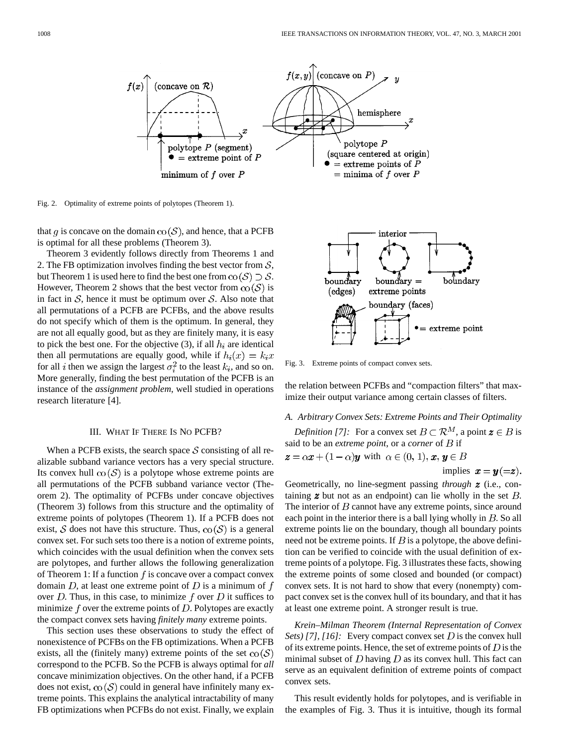Fig. 2. Optimality of extreme points of polytopes (Theorem 1).

that $g$ is concave on the domain $co(\mathcal{S})$, and hence, that a PCFB is optimal for all these problems (Theorem 3).

Theorem 3 evidently follows directly from Theorems 1 and 2. The FB optimization involves finding the best vector from $\mathcal{S}$, but Theorem 1 is used here to find the best one from $co(\mathcal{S}) \supset \mathcal{S}$. However, Theorem 2 shows that the best vector from $co(\mathcal{S})$ is in fact in $\mathcal{S}$, hence it must be optimum over $\mathcal{S}$. Also note that all permutations of a PCFB are PCFBs, and the above results do not specify which of them is the optimum. In general, they are not all equally good, but as they are finitely many, it is easy to pick the best one. For the objective (3), if all $h_i$ are identical then all permutations are equally good, while if $h_i(x) = k_i x$ for all $i$ then we assign the largest $\sigma_i^2$ to the least $k_i$, and so on. More generally, finding the best permutation of the PCFB is an instance of the *assignment problem*, well studied in operations research literature [4].

## III. What If There Is No PCFB?

When a PCFB exists, the search space $\mathcal{S}$ consisting of all realizable subband variance vectors has a very special structure. Its convex hull $co(\mathcal{S})$ is a polytope whose extreme points are all permutations of the PCFB subband variance vector (Theorem 2). The optimality of PCFBs under concave objectives (Theorem 3) follows from this structure and the optimality of extreme points of polytopes (Theorem 1). If a PCFB does not exist, $\mathcal{S}$ does not have this structure. Thus, $co(\mathcal{S})$ is a general convex set. For such sets too there is a notion of extreme points, which coincides with the usual definition when the convex sets are polytopes, and further allows the following generalization of Theorem 1: If a function $f$ is concave over a compact convex domain $D$, at least one extreme point of $D$ is a minimum of $f$ over $D$. Thus, in this case, to minimize $f$ over $D$ it suffices to minimize $f$ over the extreme points of $D$. Polytopes are exactly the compact convex sets having *finitely many* extreme points.

This section uses these observations to study the effect of nonexistence of PCFBs on the FB optimizations. When a PCFB exists, all the (finitely many) extreme points of the set $co(\mathcal{S})$ correspond to the PCFB. So the PCFB is always optimal for *all* concave minimization objectives. On the other hand, if a PCFB does not exist, $co(\mathcal{S})$ could in general have infinitely many extreme points. This explains the analytical intractability of many FB optimizations when PCFBs do not exist. Finally, we explain the relation between PCFBs and "compaction filters" that maximize their output variance among certain classes of filters.

Fig. 3. Extreme points of compact convex sets.

### A. Arbitrary Convex Sets: Extreme Points and Their Optimality

*Definition [7]:* For a convex set $B \subset \mathcal{R}^M$, a point $\boldsymbol{z} \in B$ is said to be an *extreme point*, or a *corner* of $B$ if

$$\boldsymbol{z} = \alpha \boldsymbol{x} + (1-\alpha)\boldsymbol{y} \text{ with } \alpha \in (0,1),\, \boldsymbol{x}, \boldsymbol{y} \in B$$
$$\text{implies } \boldsymbol{x} = \boldsymbol{y} (= \boldsymbol{z}).$$

Geometrically, no line-segment passing *through* $\boldsymbol{z}$ (i.e., containing $\boldsymbol{z}$ but not as an endpoint) can lie wholly in the set $B$. The interior of $B$ cannot have any extreme points, since around each point in the interior there is a ball lying wholly in $B$. So all extreme points lie on the boundary, though all boundary points need not be extreme points. If $B$ is a polytope, the above definition can be verified to coincide with the usual definition of extreme points of a polytope. Fig. 3 illustrates these facts, showing the extreme points of some closed and bounded (or compact) convex sets. It is not hard to show that every (nonempty) compact convex set is the convex hull of its boundary, and that it has at least one extreme point. A stronger result is true.

*Krein–Milman Theorem (Internal Representation of Convex Sets) [7], [16]:* Every compact convex set $D$ is the convex hull of its extreme points. Hence, the set of extreme points of $D$ is the minimal subset of $D$ having $D$ as its convex hull. This fact can serve as an equivalent definition of extreme points of compact convex sets.

This result evidently holds for polytopes, and is verifiable in the examples of Fig. 3. Thus it is intuitive, though its formal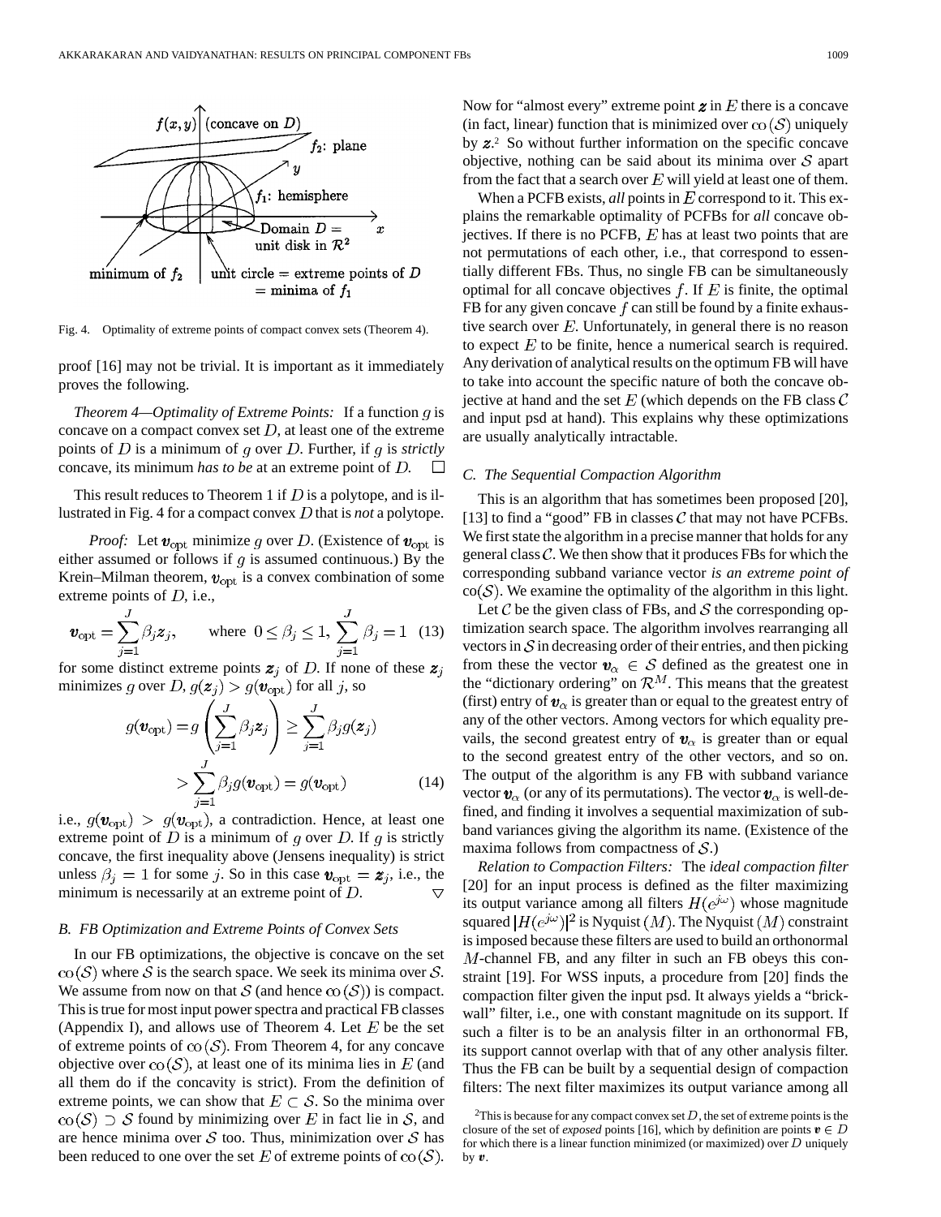Fig. 4. Optimality of extreme points of compact convex sets (Theorem 4).

proof [16] may not be trivial. It is important as it immediately proves the following.

*Theorem 4—Optimality of Extreme Points:* If a function $g$ is concave on a compact convex set $D$, at least one of the extreme points of $D$ is a minimum of $g$ over $D$. Further, if $g$ is *strictly* concave, its minimum *has to be* at an extreme point of $D$. □

This result reduces to Theorem 1 if $D$ is a polytope, and is illustrated in Fig. 4 for a compact convex $D$ that is *not* a polytope.

*Proof:* Let $\boldsymbol{v}_{\rm opt}$ minimize $g$ over $D$. (Existence of $\boldsymbol{v}_{\rm opt}$ is either assumed or follows if $g$ is assumed continuous.) By the Krein–Milman theorem, $\boldsymbol{v}_{\rm opt}$ is a convex combination of some extreme points of $D$, i.e.,

$$\boldsymbol{v}_{\rm opt}=\sum_{j=1}^{J}\beta_j\boldsymbol{z}_j, \qquad \text{where } 0\le\beta_j\le 1,\ \sum_{j=1}^{J}\beta_j=1 \quad (13)$$

for some distinct extreme points $\boldsymbol{z}_j$ of $D$. If none of these $\boldsymbol{z}_j$ minimizes $g$ over $D$, $g(\boldsymbol{z}_j)>g(\boldsymbol{v}_{\rm opt})$ for all $j$, so

$$g(\boldsymbol{v}_{\rm opt})=g\left(\sum_{j=1}^{J}\beta_j\boldsymbol{z}_j\right)\ge\sum_{j=1}^{J}\beta_j g(\boldsymbol{z}_j) > \sum_{j=1}^{J}\beta_j g(\boldsymbol{v}_{\rm opt})=g(\boldsymbol{v}_{\rm opt}) \quad (14)$$

i.e., $g(\boldsymbol{v}_{\rm opt})>g(\boldsymbol{v}_{\rm opt})$, a contradiction. Hence, at least one extreme point of $D$ is a minimum of $g$ over $D$. If $g$ is strictly concave, the first inequality above (Jensens inequality) is strict unless $\beta_j=1$ for some $j$. So in this case $\boldsymbol{v}_{\rm opt}=\boldsymbol{z}_j$, i.e., the minimum is necessarily at an extreme point of $D$. ▽

### B. FB Optimization and Extreme Points of Convex Sets

In our FB optimizations, the objective is concave on the set $\mathrm{co}(\mathcal{S})$ where $\mathcal{S}$ is the search space. We seek its minima over $\mathcal{S}$. We assume from now on that $\mathcal{S}$ (and hence $\mathrm{co}(\mathcal{S})$) is compact. This is true for most input power spectra and practical FB classes (Appendix I), and allows use of Theorem 4. Let $E$ be the set of extreme points of $\mathrm{co}(\mathcal{S})$. From Theorem 4, for any concave objective over $\mathrm{co}(\mathcal{S})$, at least one of its minima lies in $E$ (and all them do if the concavity is strict). From the definition of extreme points, we can show that $E\subset\mathcal{S}$. So the minima over $\mathrm{co}(\mathcal{S})\supset\mathcal{S}$ found by minimizing over $E$ in fact lie in $\mathcal{S}$, and are hence minima over $\mathcal{S}$ too. Thus, minimization over $\mathcal{S}$ has been reduced to one over the set $E$ of extreme points of $\mathrm{co}(\mathcal{S})$.

Now for "almost every" extreme point $\boldsymbol{z}$ in $E$ there is a concave (in fact, linear) function that is minimized over $\mathrm{co}(\mathcal{S})$ uniquely by $\boldsymbol{z}$.[2] So without further information on the specific concave objective, nothing can be said about its minima over $\mathcal{S}$ apart from the fact that a search over $E$ will yield at least one of them.

When a PCFB exists, *all* points in $E$ correspond to it. This explains the remarkable optimality of PCFBs for *all* concave objectives. If there is no PCFB, $E$ has at least two points that are not permutations of each other, i.e., that correspond to essentially different FBs. Thus, no single FB can be simultaneously optimal for all concave objectives $f$. If $E$ is finite, the optimal FB for any given concave $f$ can still be found by a finite exhaustive search over $E$. Unfortunately, in general there is no reason to expect $E$ to be finite, hence a numerical search is required. Any derivation of analytical results on the optimum FB will have to take into account the specific nature of both the concave objective at hand and the set $E$ (which depends on the FB class $\mathcal{C}$ and input psd at hand). This explains why these optimizations are usually analytically intractable.

### C. The Sequential Compaction Algorithm

This is an algorithm that has sometimes been proposed [20], [13] to find a "good" FB in classes $\mathcal{C}$ that may not have PCFBs. We first state the algorithm in a precise manner that holds for any general class $\mathcal{C}$. We then show that it produces FBs for which the corresponding subband variance vector *is an extreme point of* $\mathrm{co}(\mathcal{S})$. We examine the optimality of the algorithm in this light.

Let $\mathcal{C}$ be the given class of FBs, and $\mathcal{S}$ the corresponding optimization search space. The algorithm involves rearranging all vectors in $\mathcal{S}$ in decreasing order of their entries, and then picking from these the vector $\boldsymbol{v}_\alpha\in\mathcal{S}$ defined as the greatest one in the "dictionary ordering" on $\mathcal{R}^M$. This means that the greatest (first) entry of $\boldsymbol{v}_\alpha$ is greater than or equal to the greatest entry of any of the other vectors. Among vectors for which equality prevails, the second greatest entry of $\boldsymbol{v}_\alpha$ is greater than or equal to the second greatest entry of the other vectors, and so on. The output of the algorithm is any FB with subband variance vector $\boldsymbol{v}_\alpha$ (or any of its permutations). The vector $\boldsymbol{v}_\alpha$ is well-defined, and finding it involves a sequential maximization of subband variances giving the algorithm its name. (Existence of the maxima follows from compactness of $\mathcal{S}$.)

*Relation to Compaction Filters:* The *ideal compaction filter* [20] for an input process is defined as the filter maximizing its output variance among all filters $H(e^{j\omega})$ whose magnitude squared $|H(e^{j\omega})|^2$ is Nyquist $(M)$. The Nyquist $(M)$ constraint is imposed because these filters are used to build an orthonormal $M$-channel FB, and any filter in such an FB obeys this constraint [19]. For WSS inputs, a procedure from [20] finds the compaction filter given the input psd. It always yields a "brick-wall" filter, i.e., one with constant magnitude on its support. If such a filter is to be an analysis filter in an orthonormal FB, its support cannot overlap with that of any other analysis filter. Thus the FB can be built by a sequential design of compaction filters: The next filter maximizes its output variance among all

[2] This is because for any compact convex set $D$, the set of extreme points is the closure of the set of *exposed* points [16], which by definition are points $\boldsymbol{v}\in D$ for which there is a linear function minimized (or maximized) over $D$ uniquely by $\boldsymbol{v}$.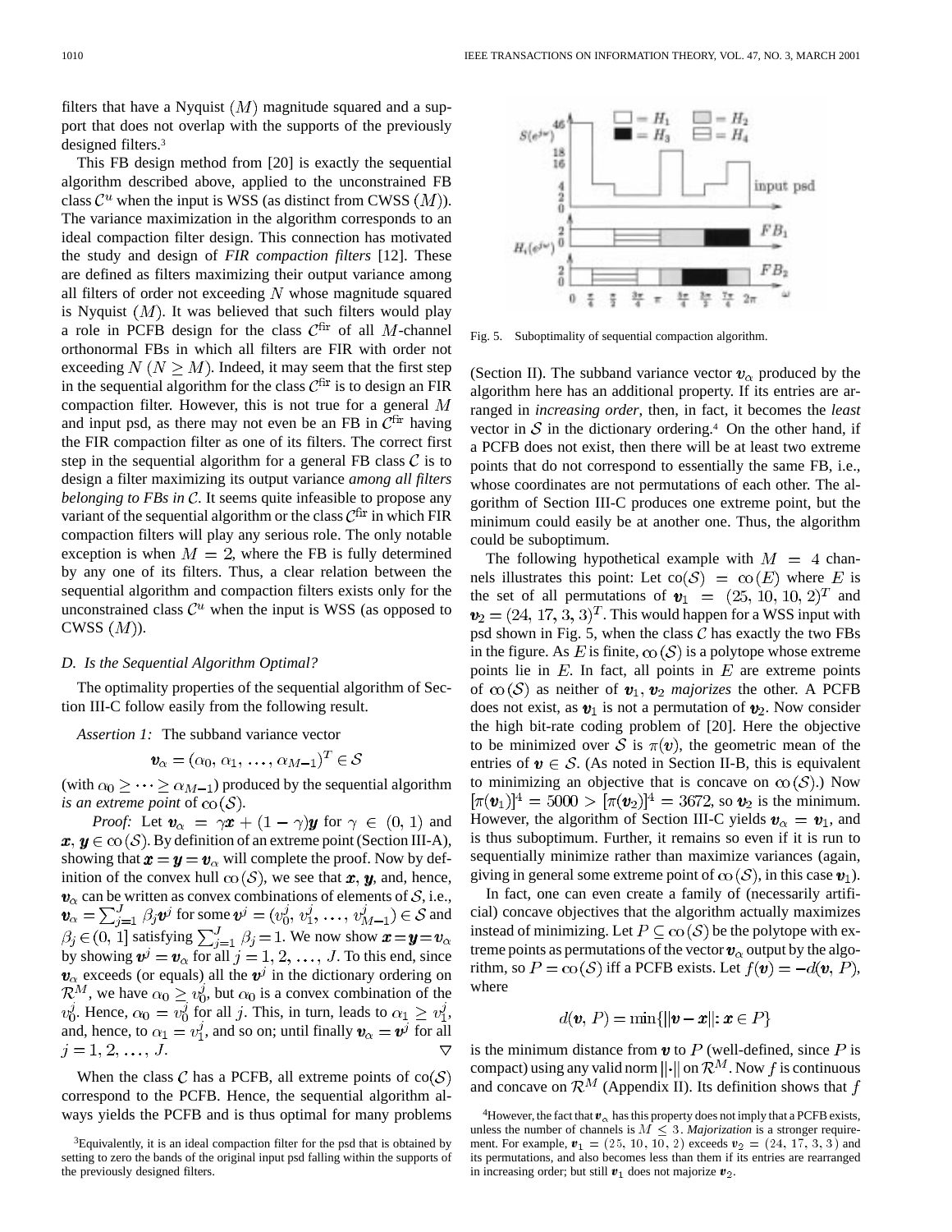filters that have a Nyquist $(M)$ magnitude squared and a support that does not overlap with the supports of the previously designed filters.[3]

This FB design method from [20] is exactly the sequential algorithm described above, applied to the unconstrained FB class $\mathcal{C}^u$ when the input is WSS (as distinct from CWSS $(M)$). The variance maximization in the algorithm corresponds to an ideal compaction filter design. This connection has motivated the study and design of *FIR compaction filters* [12]. These are defined as filters maximizing their output variance among all filters of order not exceeding $N$ whose magnitude squared is Nyquist $(M)$. It was believed that such filters would play a role in PCFB design for the class $\mathcal{C}^{\mathrm{fir}}$ of all $M$-channel orthonormal FBs in which all filters are FIR with order not exceeding $N$ $(N \geq M)$. Indeed, it may seem that the first step in the sequential algorithm for the class $\mathcal{C}^{\mathrm{fir}}$ is to design an FIR compaction filter. However, this is not true for a general $M$ and input psd, as there may not even be an FB in $\mathcal{C}^{\mathrm{fir}}$ having the FIR compaction filter as one of its filters. The correct first step in the sequential algorithm for a general FB class $\mathcal{C}$ is to design a filter maximizing its output variance *among all filters belonging to FBs in* $\mathcal{C}$. It seems quite infeasible to propose any variant of the sequential algorithm or the class $\mathcal{C}^{\mathrm{fir}}$ in which FIR compaction filters will play any serious role. The only notable exception is when $M = 2$, where the FB is fully determined by any one of its filters. Thus, a clear relation between the sequential algorithm and compaction filters exists only for the unconstrained class $\mathcal{C}^u$ when the input is WSS (as opposed to CWSS $(M)$).

### D. Is the Sequential Algorithm Optimal?

The optimality properties of the sequential algorithm of Section III-C follow easily from the following result.

*Assertion 1:* The subband variance vector

$$\boldsymbol{v}_\alpha = (\alpha_0, \alpha_1, \ldots, \alpha_{M-1})^T \in \mathcal{S}$$

(with $\alpha_0 \geq \cdots \geq \alpha_{M-1}$) produced by the sequential algorithm *is an extreme point* of $\mathrm{co}(\mathcal{S})$.

*Proof:* Let $\boldsymbol{v}_\alpha = \gamma \boldsymbol{x} + (1-\gamma)\boldsymbol{y}$ for $\gamma \in (0, 1)$ and $\boldsymbol{x}, \boldsymbol{y} \in \mathrm{co}(\mathcal{S})$. By definition of an extreme point (Section III-A), showing that $\boldsymbol{x} = \boldsymbol{y} = \boldsymbol{v}_\alpha$ will complete the proof. Now by definition of the convex hull $\mathrm{co}(\mathcal{S})$, we see that $\boldsymbol{x}$, $\boldsymbol{y}$, and, hence, $\boldsymbol{v}_\alpha$ can be written as convex combinations of elements of $\mathcal{S}$, i.e., $\boldsymbol{v}_\alpha = \sum_{j=1}^{J} \beta_j \boldsymbol{v}^j$ for some $\boldsymbol{v}^j = (v_0^j, v_1^j, \ldots, v_{M-1}^j) \in \mathcal{S}$ and $\beta_j \in (0, 1]$ satisfying $\sum_{j=1}^{J} \beta_j = 1$. We now show $\boldsymbol{x} = \boldsymbol{y} = \boldsymbol{v}_\alpha$ by showing $\boldsymbol{v}^j = \boldsymbol{v}_\alpha$ for all $j = 1, 2, \ldots, J$. To this end, since $\boldsymbol{v}_\alpha$ exceeds (or equals) all the $\boldsymbol{v}^j$ in the dictionary ordering on $\mathcal{R}^M$, we have $\alpha_0 \geq v_0^j$, but $\alpha_0$ is a convex combination of the $v_0^j$. Hence, $\alpha_0 = v_0^j$ for all $j$. This, in turn, leads to $\alpha_1 \geq v_1^j$, and, hence, to $\alpha_1 = v_1^j$, and so on; until finally $\boldsymbol{v}_\alpha = \boldsymbol{v}^j$ for all $j = 1, 2, \ldots, J$. $\triangledown$

When the class $\mathcal{C}$ has a PCFB, all extreme points of $\mathrm{co}(\mathcal{S})$ correspond to the PCFB. Hence, the sequential algorithm always yields the PCFB and is thus optimal for many problems (Section II). The subband variance vector $\boldsymbol{v}_\alpha$ produced by the algorithm here has an additional property. If its entries are arranged in *increasing order*, then, in fact, it becomes the *least* vector in $\mathcal{S}$ in the dictionary ordering.[4] On the other hand, if a PCFB does not exist, then there will be at least two extreme points that do not correspond to essentially the same FB, i.e., whose coordinates are not permutations of each other. The algorithm of Section III-C produces one extreme point, but the minimum could easily be at another one. Thus, the algorithm could be suboptimum.

Fig. 5. Suboptimality of sequential compaction algorithm.

The following hypothetical example with $M = 4$ channels illustrates this point: Let $\mathrm{co}(\mathcal{S}) = \mathrm{co}(E)$ where $E$ is the set of all permutations of $\boldsymbol{v}_1 = (25, 10, 10, 2)^T$ and $\boldsymbol{v}_2 = (24, 17, 3, 3)^T$. This would happen for a WSS input with psd shown in Fig. 5, when the class $\mathcal{C}$ has exactly the two FBs in the figure. As $E$ is finite, $\mathrm{co}(\mathcal{S})$ is a polytope whose extreme points lie in $E$. In fact, all points in $E$ are extreme points of $\mathrm{co}(\mathcal{S})$ as neither of $\boldsymbol{v}_1, \boldsymbol{v}_2$ *majorizes* the other. A PCFB does not exist, as $\boldsymbol{v}_1$ is not a permutation of $\boldsymbol{v}_2$. Now consider the high bit-rate coding problem of [20]. Here the objective to be minimized over $\mathcal{S}$ is $\pi(\boldsymbol{v})$, the geometric mean of the entries of $\boldsymbol{v} \in \mathcal{S}$. (As noted in Section II-B, this is equivalent to minimizing an objective that is concave on $\mathrm{co}(\mathcal{S})$.) Now $[\pi(\boldsymbol{v}_1)]^4 = 5000 > [\pi(\boldsymbol{v}_2)]^4 = 3672$, so $\boldsymbol{v}_2$ is the minimum. However, the algorithm of Section III-C yields $\boldsymbol{v}_\alpha = \boldsymbol{v}_1$, and is thus suboptimum. Further, it remains so even if it is run to sequentially minimize rather than maximize variances (again, giving in general some extreme point of $\mathrm{co}(\mathcal{S})$, in this case $\boldsymbol{v}_1$).

In fact, one can even create a family of (necessarily artificial) concave objectives that the algorithm actually maximizes instead of minimizing. Let $P \subseteq \mathrm{co}(\mathcal{S})$ be the polytope with extreme points as permutations of the vector $\boldsymbol{v}_\alpha$ output by the algorithm, so $P = \mathrm{co}(\mathcal{S})$ iff a PCFB exists. Let $f(\boldsymbol{v}) = -d(\boldsymbol{v}, P)$, where

$$d(\boldsymbol{v}, P) = \min\{\|\boldsymbol{v} - \boldsymbol{x}\| : \boldsymbol{x} \in P\}$$

is the minimum distance from $\boldsymbol{v}$ to $P$ (well-defined, since $P$ is compact) using any valid norm $\|\cdot\|$ on $\mathcal{R}^M$. Now $f$ is continuous and concave on $\mathcal{R}^M$ (Appendix II). Its definition shows that $f$

[3] Equivalently, it is an ideal compaction filter for the psd that is obtained by setting to zero the bands of the original input psd falling within the supports of the previously designed filters.

[4] However, the fact that $\boldsymbol{v}_\alpha$ has this property does not imply that a PCFB exists, unless the number of channels is $M \leq 3$. *Majorization* is a stronger requirement. For example, $\boldsymbol{v}_1 = (25, 10, 10, 2)$ exceeds $\boldsymbol{v}_2 = (24, 17, 3, 3)$ and its permutations, and also becomes less than them if its entries are rearranged in increasing order; but still $\boldsymbol{v}_1$ does not majorize $\boldsymbol{v}_2$.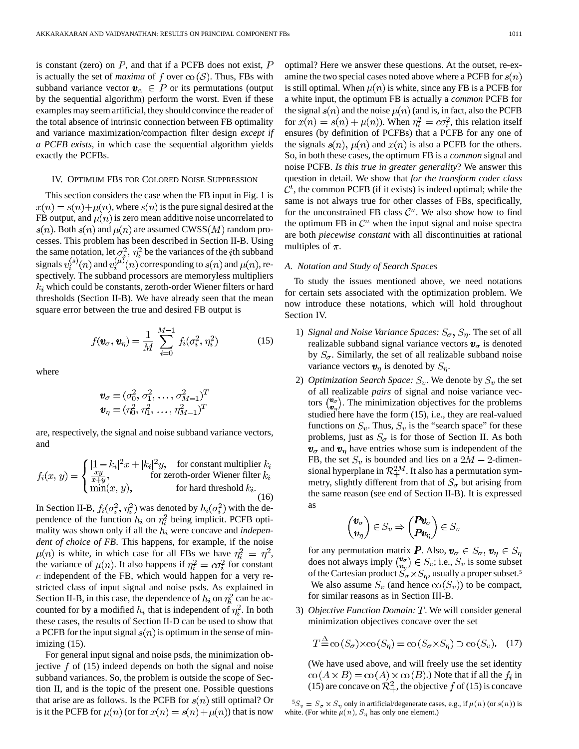is constant (zero) on $P$, and that if a PCFB does not exist, $P$ is actually the set of *maxima* of $f$ over $\text{co}(\mathcal{S})$. Thus, FBs with subband variance vector $\boldsymbol{v}_\alpha \in P$ or its permutations (output by the sequential algorithm) perform the worst. Even if these examples may seem artificial, they should convince the reader of the total absence of intrinsic connection between FB optimality and variance maximization/compaction filter design *except if a PCFB exists*, in which case the sequential algorithm yields exactly the PCFBs.

## IV. Optimum FBs for Colored Noise Suppression

This section considers the case when the FB input in Fig. 1 is $x(n) = s(n) + \mu(n)$, where $s(n)$ is the pure signal desired at the FB output, and $\mu(n)$ is zero mean additive noise uncorrelated to $s(n)$. Both $s(n)$ and $\mu(n)$ are assumed CWSS($M$) random processes. This problem has been described in Section II-B. Using the same notation, let $\sigma_i^2$, $\eta_i^2$ be the variances of the $i$th subband signals $v_i^{(s)}(n)$ and $v_i^{(\mu)}(n)$ corresponding to $s(n)$ and $\mu(n)$, respectively. The subband processors are memoryless multipliers $k_i$ which could be constants, zeroth-order Wiener filters or hard thresholds (Section II-B). We have already seen that the mean square error between the true and desired FB output is

$$f(\boldsymbol{v}_\sigma, \boldsymbol{v}_\eta) = \frac{1}{M} \sum_{i=0}^{M-1} f_i(\sigma_i^2, \eta_i^2) \tag{15}$$

where

$$\boldsymbol{v}_\sigma = (\sigma_0^2, \sigma_1^2, \ldots, \sigma_{M-1}^2)^T$$
$$\boldsymbol{v}_\eta = (\eta_0^2, \eta_1^2, \ldots, \eta_{M-1}^2)^T$$

are, respectively, the signal and noise subband variance vectors, and

$$f_i(x, y) = \begin{cases} |1 - k_i|^2 x + |k_i|^2 y, & \text{for constant multiplier } k_i \\ \frac{xy}{x+y}, & \text{for zeroth-order Wiener filter } k_i \\ \min(x, y), & \text{for hard threshold } k_i. \end{cases} \tag{16}$$

In Section II-B, $f_i(\sigma_i^2, \eta_i^2)$ was denoted by $h_i(\sigma_i^2)$ with the dependence of the function $h_i$ on $\eta_i^2$ being implicit. PCFB optimality was shown only if all the $h_i$ were concave and *independent of choice of FB*. This happens, for example, if the noise $\mu(n)$ is white, in which case for all FBs we have $\eta_i^2 = \eta^2$, the variance of $\mu(n)$. It also happens if $\eta_i^2 = c\sigma_i^2$ for constant $c$ independent of the FB, which would happen for a very restricted class of input signal and noise psds. As explained in Section II-B, in this case, the dependence of $h_i$ on $\eta_i^2$ can be accounted for by a modified $h_i$ that is independent of $\eta_i^2$. In both these cases, the results of Section II-D can be used to show that a PCFB for the input signal $s(n)$ is optimum in the sense of minimizing (15).

For general input signal and noise psds, the minimization objective $f$ of (15) indeed depends on both the signal and noise subband variances. So, the problem is outside the scope of Section II, and is the topic of the present one. Possible questions that arise are as follows. Is the PCFB for $s(n)$ still optimal? Or is it the PCFB for $\mu(n)$ (or for $x(n) = s(n) + \mu(n)$) that is now optimal? Here we answer these questions. At the outset, re-examine the two special cases noted above where a PCFB for $s(n)$ is still optimal. When $\mu(n)$ is white, since any FB is a PCFB for a white input, the optimum FB is actually a *common* PCFB for the signal $s(n)$ and the noise $\mu(n)$ (and is, in fact, also the PCFB for $x(n) = s(n) + \mu(n)$). When $\eta_i^2 = c\sigma_i^2$, this relation itself ensures (by definition of PCFBs) that a PCFB for any one of the signals $s(n)$, $\mu(n)$ and $x(n)$ is also a PCFB for the others. So, in both these cases, the optimum FB is a *common* signal and noise PCFB. *Is this true in greater generality*? We answer this question in detail. We show that *for the transform coder class* $\mathcal{C}^t$, the common PCFB (if it exists) is indeed optimal; while the same is not always true for other classes of FBs, specifically, for the unconstrained FB class $\mathcal{C}^u$. We also show how to find the optimum FB in $\mathcal{C}^u$ when the input signal and noise spectra are both *piecewise constant* with all discontinuities at rational multiples of $\pi$.

### A. Notation and Study of Search Spaces

To study the issues mentioned above, we need notations for certain sets associated with the optimization problem. We now introduce these notations, which will hold throughout Section IV.

1) *Signal and Noise Variance Spaces:* $S_\sigma$, $S_\eta$. The set of all realizable subband signal variance vectors $\boldsymbol{v}_\sigma$ is denoted by $S_\sigma$. Similarly, the set of all realizable subband noise variance vectors $\boldsymbol{v}_\eta$ is denoted by $S_\eta$.

2) *Optimization Search Space:* $S_v$. We denote by $S_v$ the set of all realizable *pairs* of signal and noise variance vectors $\binom{\boldsymbol{v}_\sigma}{\boldsymbol{v}_\eta}$. The minimization objectives for the problems studied here have the form (15), i.e., they are real-valued functions on $S_v$. Thus, $S_v$ is the "search space" for these problems, just as $S_\sigma$ is for those of Section II. As both $\boldsymbol{v}_\sigma$ and $\boldsymbol{v}_\eta$ have entries whose sum is independent of the FB, the set $S_v$ is bounded and lies on a $2M - 2$-dimensional hyperplane in $\mathcal{R}_+^{2M}$. It also has a permutation symmetry, slightly different from that of $S_\sigma$ but arising from the same reason (see end of Section II-B). It is expressed as

$$\begin{pmatrix} \boldsymbol{v}_\sigma \\ \boldsymbol{v}_\eta \end{pmatrix} \in S_v \Rightarrow \begin{pmatrix} \boldsymbol{P}\boldsymbol{v}_\sigma \\ \boldsymbol{P}\boldsymbol{v}_\eta \end{pmatrix} \in S_v$$

for any permutation matrix $\boldsymbol{P}$. Also, $\boldsymbol{v}_\sigma \in S_\sigma$, $\boldsymbol{v}_\eta \in S_\eta$ does not always imply $\binom{\boldsymbol{v}_\sigma}{\boldsymbol{v}_\eta} \in S_v$; i.e., $S_v$ is some subset of the Cartesian product $S_\sigma \times S_\eta$, usually a proper subset.[5] We also assume $S_v$ (and hence $\text{co}(S_v)$) to be compact, for similar reasons as in Section III-B.

3) *Objective Function Domain:* $T$. We will consider general minimization objectives concave over the set

$$T \stackrel{\Delta}{=} \text{co}(S_\sigma) \times \text{co}(S_\eta) = \text{co}(S_\sigma \times S_\eta) \supset \text{co}(S_v). \tag{17}$$

(We have used above, and will freely use the set identity $\text{co}(A \times B) = \text{co}(A) \times \text{co}(B)$.) Note that if all the $f_i$ in (15) are concave on $\mathcal{R}_+^2$, the objective $f$ of (15) is concave

[5] $S_v = S_\sigma \times S_\eta$ only in artificial/degenerate cases, e.g., if $\mu(n)$ (or $s(n)$) is white. (For white $\mu(n)$, $S_\eta$ has only one element.)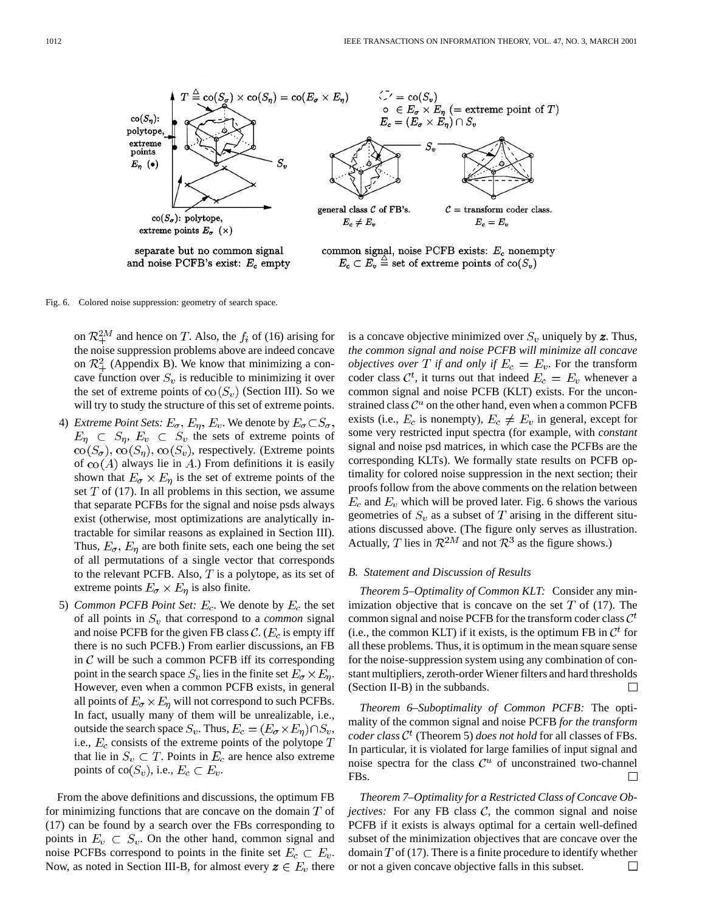Fig. 6. Colored noise suppression: geometry of search space.

on $\mathcal{R}_+^{2M}$ and hence on $T$. Also, the $f_i$ of (16) arising for the noise suppression problems above are indeed concave on $\mathcal{R}_+^2$ (Appendix B). We know that minimizing a concave function over $S_v$ is reducible to minimizing it over the set of extreme points of $\text{co}(S_v)$ (Section III). So we will try to study the structure of this set of extreme points.

4) *Extreme Point Sets:* $E_\sigma$, $E_\eta$, $E_v$. We denote by $E_\sigma \subset S_\sigma$, $E_\eta \subset S_\eta$, $E_v \subset S_v$ the sets of extreme points of $\text{co}(S_\sigma)$, $\text{co}(S_\eta)$, $\text{co}(S_v)$, respectively. (Extreme points of $\text{co}(A)$ always lie in $A$.) From definitions it is easily shown that $E_\sigma \times E_\eta$ is the set of extreme points of the set $T$ of (17). In all problems in this section, we assume that separate PCFBs for the signal and noise psds always exist (otherwise, most optimizations are analytically intractable for similar reasons as explained in Section III). Thus, $E_\sigma$, $E_\eta$ are both finite sets, each one being the set of all permutations of a single vector that corresponds to the relevant PCFB. Also, $T$ is a polytope, as its set of extreme points $E_\sigma \times E_\eta$ is also finite.

5) *Common PCFB Point Set:* $E_c$. We denote by $E_c$ the set of all points in $S_v$ that correspond to a *common* signal and noise PCFB for the given FB class $\mathcal{C}$. ($E_c$ is empty iff there is no such PCFB.) From earlier discussions, an FB in $\mathcal{C}$ will be such a common PCFB iff its corresponding point in the search space $S_v$ lies in the finite set $E_\sigma \times E_\eta$. However, even when a common PCFB exists, in general all points of $E_\sigma \times E_\eta$ will not correspond to such PCFBs. In fact, usually many of them will be unrealizable, i.e., outside the search space $S_v$. Thus, $E_c = (E_\sigma \times E_\eta) \cap S_v$, i.e., $E_c$ consists of the extreme points of the polytope $T$ that lie in $S_v \subset T$. Points in $E_c$ are hence also extreme points of $\text{co}(S_v)$, i.e., $E_c \subset E_v$.

From the above definitions and discussions, the optimum FB for minimizing functions that are concave on the domain $T$ of (17) can be found by a search over the FBs corresponding to points in $E_v \subset S_v$. On the other hand, common signal and noise PCFBs correspond to points in the finite set $E_c \subset E_v$. Now, as noted in Section III-B, for almost every $\boldsymbol{z} \in E_v$ there is a concave objective minimized over $S_v$ uniquely by $\boldsymbol{z}$. Thus, *the common signal and noise PCFB will minimize all concave objectives over $T$ if and only if $E_c = E_v$.* For the transform coder class $\mathcal{C}^t$, it turns out that indeed $E_c = E_v$ whenever a common signal and noise PCFB (KLT) exists. For the unconstrained class $\mathcal{C}^u$ on the other hand, even when a common PCFB exists (i.e., $E_c$ is nonempty), $E_c \neq E_v$ in general, except for some very restricted input spectra (for example, with *constant* signal and noise psd matrices, in which case the PCFBs are the corresponding KLTs). We formally state results on PCFB optimality for colored noise suppression in the next section; their proofs follow from the above comments on the relation between $E_c$ and $E_v$ which will be proved later. Fig. 6 shows the various geometries of $S_v$ as a subset of $T$ arising in the different situations discussed above. (The figure only serves as illustration. Actually, $T$ lies in $\mathcal{R}^{2M}$ and not $\mathcal{R}^3$ as the figure shows.)

### B. Statement and Discussion of Results

*Theorem 5–Optimality of Common KLT:* Consider any minimization objective that is concave on the set $T$ of (17). The common signal and noise PCFB for the transform coder class $\mathcal{C}^t$ (i.e., the common KLT) if it exists, is the optimum FB in $\mathcal{C}^t$ for all these problems. Thus, it is optimum in the mean square sense for the noise-suppression system using any combination of constant multipliers, zeroth-order Wiener filters and hard thresholds (Section II-B) in the subbands. □

*Theorem 6–Suboptimality of Common PCFB:* The optimality of the common signal and noise PCFB *for the transform coder class $\mathcal{C}^t$* (Theorem 5) *does not hold* for all classes of FBs. In particular, it is violated for large families of input signal and noise spectra for the class $\mathcal{C}^u$ of unconstrained two-channel FBs. □

*Theorem 7–Optimality for a Restricted Class of Concave Objectives:* For any FB class $\mathcal{C}$, the common signal and noise PCFB if it exists is always optimal for a certain well-defined subset of the minimization objectives that are concave over the domain $T$ of (17). There is a finite procedure to identify whether or not a given concave objective falls in this subset. □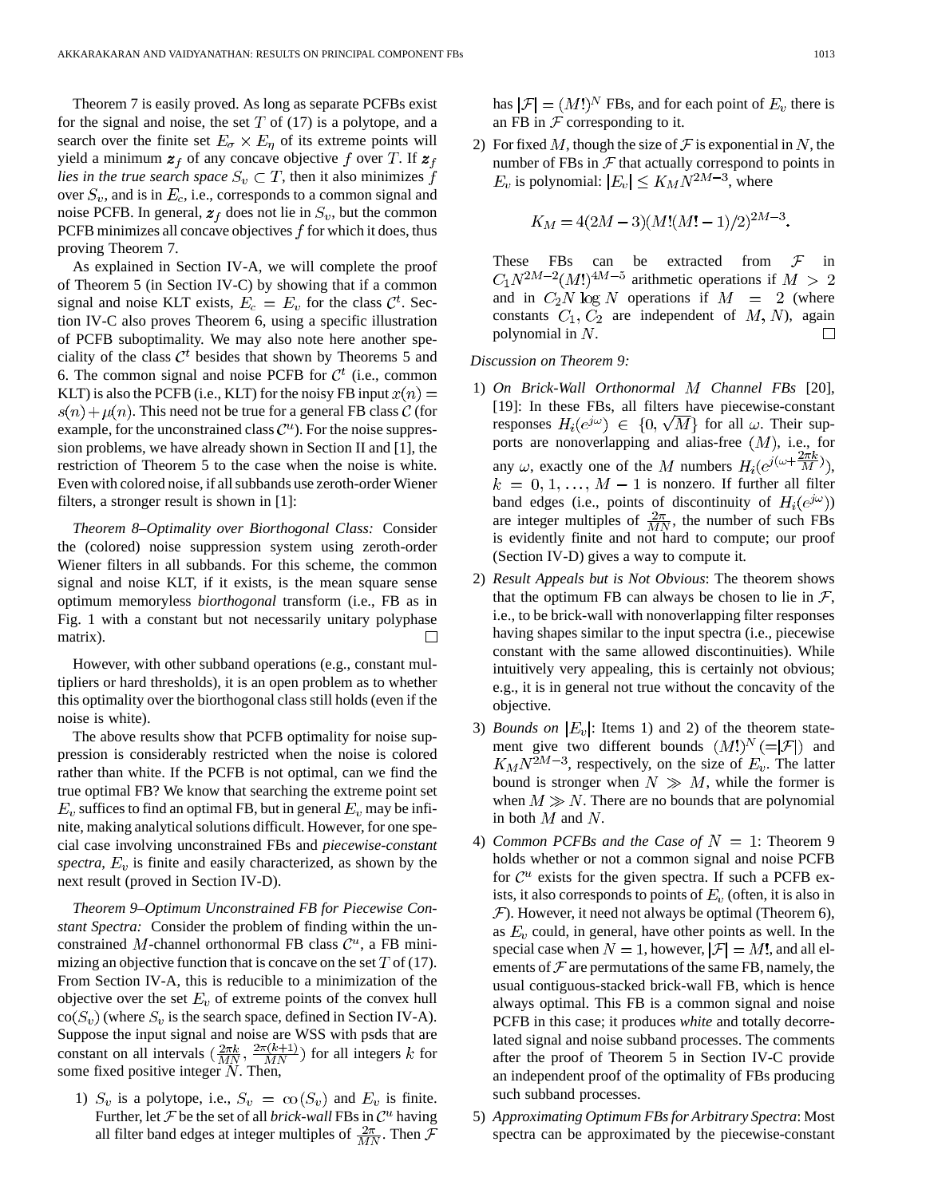Theorem 7 is easily proved. As long as separate PCFBs exist for the signal and noise, the set $T$ of (17) is a polytope, and a search over the finite set $E_\sigma \times E_\eta$ of its extreme points will yield a minimum $\boldsymbol{z}_f$ of any concave objective $f$ over $T$. If $\boldsymbol{z}_f$ *lies in the true search space* $S_v \subset T$, then it also minimizes $f$ over $S_v$, and is in $E_c$, i.e., corresponds to a common signal and noise PCFB. In general, $\boldsymbol{z}_f$ does not lie in $S_v$, but the common PCFB minimizes all concave objectives $f$ for which it does, thus proving Theorem 7.

As explained in Section IV-A, we will complete the proof of Theorem 5 (in Section IV-C) by showing that if a common signal and noise KLT exists, $E_c = E_v$ for the class $\mathcal{C}^t$. Section IV-C also proves Theorem 6, using a specific illustration of PCFB suboptimality. We may also note here another speciality of the class $\mathcal{C}^t$ besides that shown by Theorems 5 and 6. The common signal and noise PCFB for $\mathcal{C}^t$ (i.e., common KLT) is also the PCFB (i.e., KLT) for the noisy FB input $x(n) = s(n) + \mu(n)$. This need not be true for a general FB class $\mathcal{C}$ (for example, for the unconstrained class $\mathcal{C}^u$). For the noise suppression problems, we have already shown in Section II and [1], the restriction of Theorem 5 to the case when the noise is white. Even with colored noise, if all subbands use zeroth-order Wiener filters, a stronger result is shown in [1]:

*Theorem 8–Optimality over Biorthogonal Class:* Consider the (colored) noise suppression system using zeroth-order Wiener filters in all subbands. For this scheme, the common signal and noise KLT, if it exists, is the mean square sense optimum memoryless *biorthogonal* transform (i.e., FB as in Fig. 1 with a constant but not necessarily unitary polyphase matrix). □

However, with other subband operations (e.g., constant multipliers or hard thresholds), it is an open problem as to whether this optimality over the biorthogonal class still holds (even if the noise is white).

The above results show that PCFB optimality for noise suppression is considerably restricted when the noise is colored rather than white. If the PCFB is not optimal, can we find the true optimal FB? We know that searching the extreme point set $E_v$ suffices to find an optimal FB, but in general $E_v$ may be infinite, making analytical solutions difficult. However, for one special case involving unconstrained FBs and *piecewise-constant spectra*, $E_v$ is finite and easily characterized, as shown by the next result (proved in Section IV-D).

*Theorem 9–Optimum Unconstrained FB for Piecewise Constant Spectra:* Consider the problem of finding within the unconstrained $M$-channel orthonormal FB class $\mathcal{C}^u$, a FB minimizing an objective function that is concave on the set $T$ of (17). From Section IV-A, this is reducible to a minimization of the objective over the set $E_v$ of extreme points of the convex hull $\text{co}(S_v)$ (where $S_v$ is the search space, defined in Section IV-A). Suppose the input signal and noise are WSS with psds that are constant on all intervals $(\frac{2\pi k}{MN}, \frac{2\pi(k+1)}{MN})$ for all integers $k$ for some fixed positive integer $N$. Then,

1) $S_v$ is a polytope, i.e., $S_v = \text{co}(S_v)$ and $E_v$ is finite. Further, let $\mathcal{F}$ be the set of all *brick-wall* FBs in $\mathcal{C}^u$ having all filter band edges at integer multiples of $\frac{2\pi}{MN}$. Then $\mathcal{F}$ has $|\mathcal{F}| = (M!)^N$ FBs, and for each point of $E_v$ there is an FB in $\mathcal{F}$ corresponding to it.

2) For fixed $M$, though the size of $\mathcal{F}$ is exponential in $N$, the number of FBs in $\mathcal{F}$ that actually correspond to points in $E_v$ is polynomial: $|E_v| \le K_M N^{2M-3}$, where

$$K_M = 4(2M-3)(M!(M!-1)/2)^{2M-3}.$$

These FBs can be extracted from $\mathcal{F}$ in $C_1 N^{2M-2}(M!)^{4M-5}$ arithmetic operations if $M > 2$ and in $C_2 N \log N$ operations if $M = 2$ (where constants $C_1, C_2$ are independent of $M, N$), again polynomial in $N$. □

*Discussion on Theorem 9:*

1) *On Brick-Wall Orthonormal $M$ Channel FBs* [20], [19]: In these FBs, all filters have piecewise-constant responses $H_i(e^{j\omega}) \in \{0, \sqrt{M}\}$ for all $\omega$. Their supports are nonoverlapping and alias-free $(M)$, i.e., for any $\omega$, exactly one of the $M$ numbers $H_i(e^{j(\omega + \frac{2\pi k}{M})})$, $k = 0, 1, \ldots, M-1$ is nonzero. If further all filter band edges (i.e., points of discontinuity of $H_i(e^{j\omega})$) are integer multiples of $\frac{2\pi}{MN}$, the number of such FBs is evidently finite and not hard to compute; our proof (Section IV-D) gives a way to compute it.

2) *Result Appeals but is Not Obvious*: The theorem shows that the optimum FB can always be chosen to lie in $\mathcal{F}$, i.e., to be brick-wall with nonoverlapping filter responses having shapes similar to the input spectra (i.e., piecewise constant with the same allowed discontinuities). While intuitively very appealing, this is certainly not obvious; e.g., it is in general not true without the concavity of the objective.

3) *Bounds on $|E_v|$*: Items 1) and 2) of the theorem statement give two different bounds $(M!)^N (=|\mathcal{F}|)$ and $K_M N^{2M-3}$, respectively, on the size of $E_v$. The latter bound is stronger when $N \gg M$, while the former is when $M \gg N$. There are no bounds that are polynomial in both $M$ and $N$.

4) *Common PCFBs and the Case of $N = 1$*: Theorem 9 holds whether or not a common signal and noise PCFB for $\mathcal{C}^u$ exists for the given spectra. If such a PCFB exists, it also corresponds to points of $E_v$ (often, it is also in $\mathcal{F}$). However, it need not always be optimal (Theorem 6), as $E_v$ could, in general, have other points as well. In the special case when $N = 1$, however, $|\mathcal{F}| = M!$, and all elements of $\mathcal{F}$ are permutations of the same FB, namely, the usual contiguous-stacked brick-wall FB, which is hence always optimal. This FB is a common signal and noise PCFB in this case; it produces *white* and totally decorrelated signal and noise subband processes. The comments after the proof of Theorem 5 in Section IV-C provide an independent proof of the optimality of FBs producing such subband processes.

5) *Approximating Optimum FBs for Arbitrary Spectra*: Most spectra can be approximated by the piecewise-constant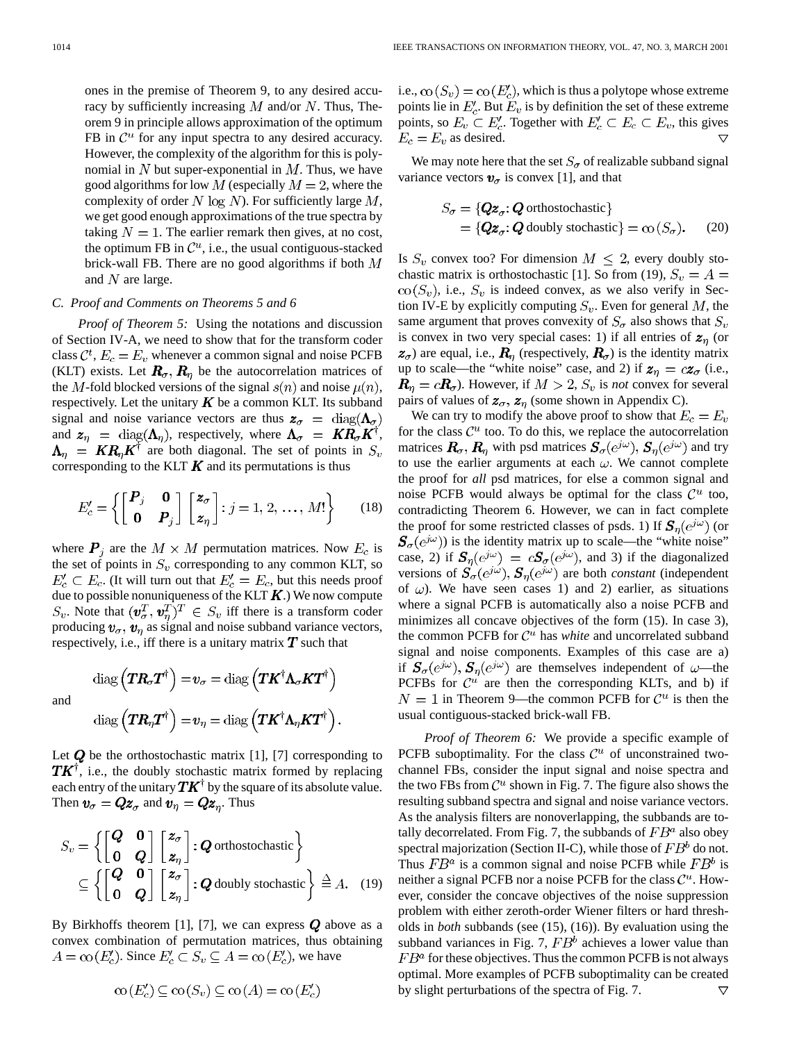ones in the premise of Theorem 9, to any desired accuracy by sufficiently increasing $M$ and/or $N$. Thus, Theorem 9 in principle allows approximation of the optimum FB in $\mathcal{C}^u$ for any input spectra to any desired accuracy. However, the complexity of the algorithm for this is polynomial in $N$ but super-exponential in $M$. Thus, we have good algorithms for low $M$ (especially $M=2$, where the complexity of order $N \log N$). For sufficiently large $M$, we get good enough approximations of the true spectra by taking $N=1$. The earlier remark then gives, at no cost, the optimum FB in $\mathcal{C}^u$, i.e., the usual contiguous-stacked brick-wall FB. There are no good algorithms if both $M$ and $N$ are large.

### C. Proof and Comments on Theorems 5 and 6

*Proof of Theorem 5:* Using the notations and discussion of Section IV-A, we need to show that for the transform coder class $\mathcal{C}^t$, $E_c = E_v$ whenever a common signal and noise PCFB (KLT) exists. Let $\boldsymbol{R}_\sigma, \boldsymbol{R}_\eta$ be the autocorrelation matrices of the $M$-fold blocked versions of the signal $s(n)$ and noise $\mu(n)$, respectively. Let the unitary $\boldsymbol{K}$ be a common KLT. Its subband signal and noise variance vectors are thus $\boldsymbol{z}_\sigma = \operatorname{diag}(\boldsymbol{\Lambda}_\sigma)$ and $\boldsymbol{z}_\eta = \operatorname{diag}(\boldsymbol{\Lambda}_\eta)$, respectively, where $\boldsymbol{\Lambda}_\sigma = \boldsymbol{K}\boldsymbol{R}_\sigma\boldsymbol{K}^\dagger$, $\boldsymbol{\Lambda}_\eta = \boldsymbol{K}\boldsymbol{R}_\eta\boldsymbol{K}^\dagger$ are both diagonal. The set of points in $S_v$ corresponding to the KLT $\boldsymbol{K}$ and its permutations is thus

$$E'_c = \left\{ \begin{bmatrix} \boldsymbol{P}_j & \boldsymbol{0} \\ \boldsymbol{0} & \boldsymbol{P}_j \end{bmatrix} \begin{bmatrix} \boldsymbol{z}_\sigma \\ \boldsymbol{z}_\eta \end{bmatrix} : j = 1, 2, \ldots, M! \right\} \tag{18}$$

where $\boldsymbol{P}_j$ are the $M \times M$ permutation matrices. Now $E_c$ is the set of points in $S_v$ corresponding to any common KLT, so $E'_c \subset E_c$. (It will turn out that $E'_c = E_c$, but this needs proof due to possible nonuniqueness of the KLT $\boldsymbol{K}$.) We now compute $S_v$. Note that $(\boldsymbol{v}_\sigma^T, \boldsymbol{v}_\eta^T)^T \in S_v$ iff there is a transform coder producing $\boldsymbol{v}_\sigma, \boldsymbol{v}_\eta$ as signal and noise subband variance vectors, respectively, i.e., iff there is a unitary matrix $\boldsymbol{T}$ such that

$$\operatorname{diag}\left(\boldsymbol{T}\boldsymbol{R}_\sigma\boldsymbol{T}^\dagger\right) = \boldsymbol{v}_\sigma = \operatorname{diag}\left(\boldsymbol{T}\boldsymbol{K}^\dagger\boldsymbol{\Lambda}_\sigma\boldsymbol{K}\boldsymbol{T}^\dagger\right)$$

and

$$\operatorname{diag}\left(\boldsymbol{T}\boldsymbol{R}_\eta\boldsymbol{T}^\dagger\right) = \boldsymbol{v}_\eta = \operatorname{diag}\left(\boldsymbol{T}\boldsymbol{K}^\dagger\boldsymbol{\Lambda}_\eta\boldsymbol{K}\boldsymbol{T}^\dagger\right).$$

Let $\boldsymbol{Q}$ be the orthostochastic matrix [1], [7] corresponding to $\boldsymbol{T}\boldsymbol{K}^\dagger$, i.e., the doubly stochastic matrix formed by replacing each entry of the unitary $\boldsymbol{T}\boldsymbol{K}^\dagger$ by the square of its absolute value. Then $\boldsymbol{v}_\sigma = \boldsymbol{Q}\boldsymbol{z}_\sigma$ and $\boldsymbol{v}_\eta = \boldsymbol{Q}\boldsymbol{z}_\eta$. Thus

$$\begin{aligned} S_v &= \left\{ \begin{bmatrix} \boldsymbol{Q} & \boldsymbol{0} \\ \boldsymbol{0} & \boldsymbol{Q} \end{bmatrix} \begin{bmatrix} \boldsymbol{z}_\sigma \\ \boldsymbol{z}_\eta \end{bmatrix} : \boldsymbol{Q} \text{ orthostochastic} \right\} \\ &\subseteq \left\{ \begin{bmatrix} \boldsymbol{Q} & \boldsymbol{0} \\ \boldsymbol{0} & \boldsymbol{Q} \end{bmatrix} \begin{bmatrix} \boldsymbol{z}_\sigma \\ \boldsymbol{z}_\eta \end{bmatrix} : \boldsymbol{Q} \text{ doubly stochastic} \right\} \triangleq A. \end{aligned} \tag{19}$$

By Birkhoffs theorem [1], [7], we can express $\boldsymbol{Q}$ above as a convex combination of permutation matrices, thus obtaining $A = \operatorname{co}(E'_c)$. Since $E'_c \subset S_v \subseteq A = \operatorname{co}(E'_c)$, we have

$$\operatorname{co}(E'_c) \subseteq \operatorname{co}(S_v) \subseteq \operatorname{co}(A) = \operatorname{co}(E'_c)$$

i.e., $\operatorname{co}(S_v) = \operatorname{co}(E'_c)$, which is thus a polytope whose extreme points lie in $E'_c$. But $E_v$ is by definition the set of these extreme points, so $E_v \subset E'_c$. Together with $E'_c \subset E_c \subset E_v$, this gives $E_c = E_v$ as desired. ▽

We may note here that the set $S_\sigma$ of realizable subband signal variance vectors $\boldsymbol{v}_\sigma$ is convex [1], and that

$$\begin{aligned} S_\sigma &= \{\boldsymbol{Q}\boldsymbol{z}_\sigma : \boldsymbol{Q} \text{ orthostochastic}\} \\ &= \{\boldsymbol{Q}\boldsymbol{z}_\sigma : \boldsymbol{Q} \text{ doubly stochastic}\} = \operatorname{co}(S_\sigma). \end{aligned} \tag{20}$$

Is $S_v$ convex too? For dimension $M \le 2$, every doubly stochastic matrix is orthostochastic [1]. So from (19), $S_v = A = \operatorname{co}(S_v)$, i.e., $S_v$ is indeed convex, as we also verify in Section IV-E by explicitly computing $S_v$. Even for general $M$, the same argument that proves convexity of $S_\sigma$ also shows that $S_v$ is convex in two very special cases: 1) if all entries of $\boldsymbol{z}_\eta$ (or $\boldsymbol{z}_\sigma$) are equal, i.e., $\boldsymbol{R}_\eta$ (respectively, $\boldsymbol{R}_\sigma$) is the identity matrix up to scale—the "white noise" case, and 2) if $\boldsymbol{z}_\eta = c\boldsymbol{z}_\sigma$ (i.e., $\boldsymbol{R}_\eta = c\boldsymbol{R}_\sigma$). However, if $M > 2$, $S_v$ is *not* convex for several pairs of values of $\boldsymbol{z}_\sigma, \boldsymbol{z}_\eta$ (some shown in Appendix C).

We can try to modify the above proof to show that $E_c = E_v$ for the class $\mathcal{C}^u$ too. To do this, we replace the autocorrelation matrices $\boldsymbol{R}_\sigma, \boldsymbol{R}_\eta$ with psd matrices $\boldsymbol{S}_\sigma(e^{j\omega}), \boldsymbol{S}_\eta(e^{j\omega})$ and try to use the earlier arguments at each $\omega$. We cannot complete the proof for *all* psd matrices, for else a common signal and noise PCFB would always be optimal for the class $\mathcal{C}^u$ too, contradicting Theorem 6. However, we can in fact complete the proof for some restricted classes of psds. 1) If $\boldsymbol{S}_\eta(e^{j\omega})$ (or $\boldsymbol{S}_\sigma(e^{j\omega})$) is the identity matrix up to scale—the "white noise" case, 2) if $\boldsymbol{S}_\eta(e^{j\omega}) = c\boldsymbol{S}_\sigma(e^{j\omega})$, and 3) if the diagonalized versions of $\boldsymbol{S}_\sigma(e^{j\omega}), \boldsymbol{S}_\eta(e^{j\omega})$ are both *constant* (independent of $\omega$). We have seen cases 1) and 2) earlier, as situations where a signal PCFB is automatically also a noise PCFB and minimizes all concave objectives of the form (15). In case 3), the common PCFB for $\mathcal{C}^u$ has *white* and uncorrelated subband signal and noise components. Examples of this case are a) if $\boldsymbol{S}_\sigma(e^{j\omega}), \boldsymbol{S}_\eta(e^{j\omega})$ are themselves independent of $\omega$—the PCFBs for $\mathcal{C}^u$ are then the corresponding KLTs, and b) if $N=1$ in Theorem 9—the common PCFB for $\mathcal{C}^u$ is then the usual contiguous-stacked brick-wall FB.

*Proof of Theorem 6:* We provide a specific example of PCFB suboptimality. For the class $\mathcal{C}^u$ of unconstrained two-channel FBs, consider the input signal and noise spectra and the two FBs from $\mathcal{C}^u$ shown in Fig. 7. The figure also shows the resulting subband spectra and signal and noise variance vectors. As the analysis filters are nonoverlapping, the subbands are totally decorrelated. From Fig. 7, the subbands of $FB^a$ also obey spectral majorization (Section II-C), while those of $FB^b$ do not. Thus $FB^a$ is a common signal and noise PCFB while $FB^b$ is neither a signal PCFB nor a noise PCFB for the class $\mathcal{C}^u$. However, consider the concave objectives of the noise suppression problem with either zeroth-order Wiener filters or hard thresholds in *both* subbands (see (15), (16)). By evaluation using the subband variances in Fig. 7, $FB^b$ achieves a lower value than $FB^a$ for these objectives. Thus the common PCFB is not always optimal. More examples of PCFB suboptimality can be created by slight perturbations of the spectra of Fig. 7. ▽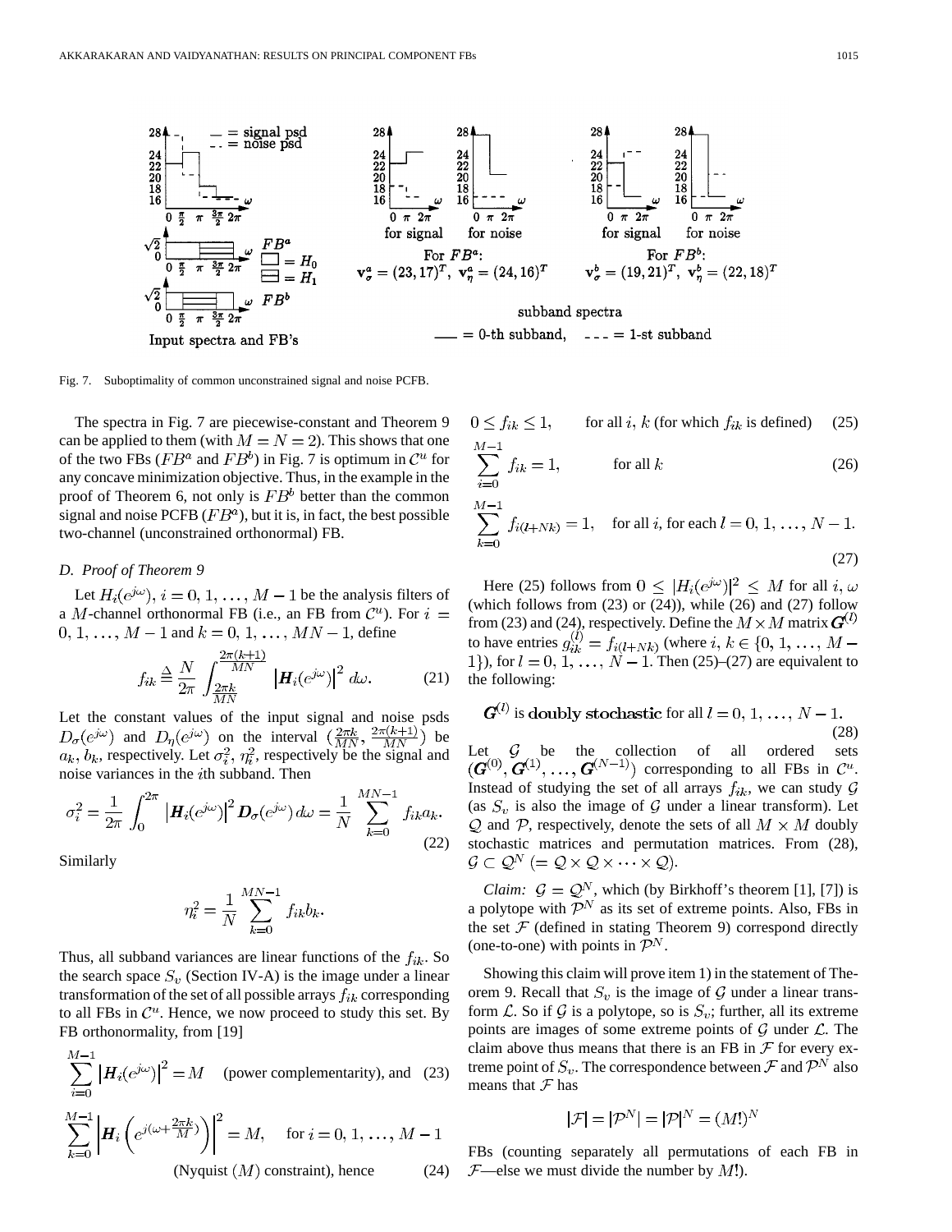Fig. 7. Suboptimality of common unconstrained signal and noise PCFB.

The spectra in Fig. 7 are piecewise-constant and Theorem 9 can be applied to them (with $M = N = 2$). This shows that one of the two FBs ($FB^a$ and $FB^b$) in Fig. 7 is optimum in $\mathcal{C}^u$ for any concave minimization objective. Thus, in the example in the proof of Theorem 6, not only is $FB^b$ better than the common signal and noise PCFB ($FB^a$), but it is, in fact, the best possible two-channel (unconstrained orthonormal) FB.

### D. Proof of Theorem 9

Let $H_i(e^{j\omega}), i = 0, 1, \ldots, M-1$ be the analysis filters of a $M$-channel orthonormal FB (i.e., an FB from $\mathcal{C}^u$). For $i = 0, 1, \ldots, M-1$ and $k = 0, 1, \ldots, MN-1$, define

$$f_{ik} \triangleq \frac{N}{2\pi} \int_{\frac{2\pi k}{MN}}^{\frac{2\pi(k+1)}{MN}} \left|H_i(e^{j\omega})\right|^2 d\omega. \tag{21}$$

Let the constant values of the input signal and noise psds $D_\sigma(e^{j\omega})$ and $D_\eta(e^{j\omega})$ on the interval $(\frac{2\pi k}{MN}, \frac{2\pi(k+1)}{MN})$ be $a_k, b_k$, respectively. Let $\sigma_i^2, \eta_i^2$, respectively be the signal and noise variances in the $i$th subband. Then

$$\sigma_i^2 = \frac{1}{2\pi}\int_0^{2\pi} \left|H_i(e^{j\omega})\right|^2 D_\sigma(e^{j\omega})\, d\omega = \frac{1}{N}\sum_{k=0}^{MN-1} f_{ik} a_k. \tag{22}$$

Similarly

$$\eta_i^2 = \frac{1}{N}\sum_{k=0}^{MN-1} f_{ik} b_k.$$

Thus, all subband variances are linear functions of the $f_{ik}$. So the search space $S_v$ (Section IV-A) is the image under a linear transformation of the set of all possible arrays $f_{ik}$ corresponding to all FBs in $\mathcal{C}^u$. Hence, we now proceed to study this set. By FB orthonormality, from [19]

$$\sum_{i=0}^{M-1} \left|H_i(e^{j\omega})\right|^2 = M \quad \text{(power complementarity), and} \tag{23}$$

$$\sum_{k=0}^{M-1} \left|H_i\left(e^{j(\omega + \frac{2\pi k}{M})}\right)\right|^2 = M, \quad \text{for } i = 0, 1, \ldots, M-1$$
$$\text{(Nyquist } (M) \text{ constraint), hence} \tag{24}$$

$$0 \le f_{ik} \le 1, \qquad \text{for all } i, k \text{ (for which } f_{ik} \text{ is defined)} \tag{25}$$

$$\sum_{i=0}^{M-1} f_{ik} = 1, \qquad \text{for all } k \tag{26}$$

$$\sum_{k=0}^{M-1} f_{i(l+Nk)} = 1, \quad \text{for all } i, \text{ for each } l = 0, 1, \ldots, N-1. \tag{27}$$

Here (25) follows from $0 \le |H_i(e^{j\omega})|^2 \le M$ for all $i, \omega$ (which follows from (23) or (24)), while (26) and (27) follow from (23) and (24), respectively. Define the $M \times M$ matrix $\boldsymbol{G}^{(l)}$ to have entries $g_{ik}^{(l)} = f_{i(l+Nk)}$ (where $i, k \in \{0, 1, \ldots, M-1\}$), for $l = 0, 1, \ldots, N-1$. Then (25)–(27) are equivalent to the following:

$$\boldsymbol{G}^{(l)} \text{ is } \textbf{doubly stochastic} \text{ for all } l = 0, 1, \ldots, N-1. \tag{28}$$

Let $\mathcal{G}$ be the collection of all ordered sets $(\boldsymbol{G}^{(0)}, \boldsymbol{G}^{(1)}, \ldots, \boldsymbol{G}^{(N-1)})$ corresponding to all FBs in $\mathcal{C}^u$. Instead of studying the set of all arrays $f_{ik}$, we can study $\mathcal{G}$ (as $S_v$ is also the image of $\mathcal{G}$ under a linear transform). Let $\mathcal{Q}$ and $\mathcal{P}$, respectively, denote the sets of all $M \times M$ doubly stochastic matrices and permutation matrices. From (28), $\mathcal{G} \subset \mathcal{Q}^N$ $(= \mathcal{Q} \times \mathcal{Q} \times \cdots \times \mathcal{Q})$.

*Claim:* $\mathcal{G} = \mathcal{Q}^N$, which (by Birkhoff's theorem [1], [7]) is a polytope with $\mathcal{P}^N$ as its set of extreme points. Also, FBs in the set $\mathcal{F}$ (defined in stating Theorem 9) correspond directly (one-to-one) with points in $\mathcal{P}^N$.

Showing this claim will prove item 1) in the statement of Theorem 9. Recall that $S_v$ is the image of $\mathcal{G}$ under a linear transform $\mathcal{L}$. So if $\mathcal{G}$ is a polytope, so is $S_v$; further, all its extreme points are images of some extreme points of $\mathcal{G}$ under $\mathcal{L}$. The claim above thus means that there is an FB in $\mathcal{F}$ for every extreme point of $S_v$. The correspondence between $\mathcal{F}$ and $\mathcal{P}^N$ also means that $\mathcal{F}$ has

$$|\mathcal{F}| = |\mathcal{P}^N| = |\mathcal{P}|^N = (M!)^N$$

FBs (counting separately all permutations of each FB in $\mathcal{F}$—else we must divide the number by $M!$).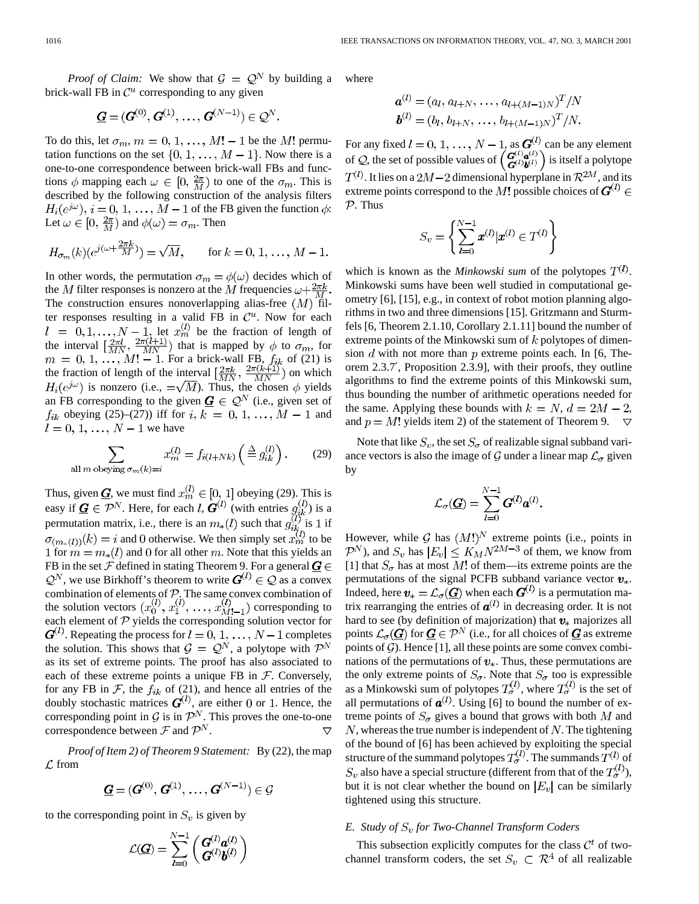*Proof of Claim:* We show that $\mathcal{G} = \mathcal{Q}^N$ by building a brick-wall FB in $\mathcal{C}^u$ corresponding to any given

$$\underline{\boldsymbol{G}} = (\boldsymbol{G}^{(0)}, \boldsymbol{G}^{(1)}, \ldots, \boldsymbol{G}^{(N-1)}) \in \mathcal{Q}^N.$$

To do this, let $\sigma_m$, $m = 0, 1, \ldots, M! - 1$ be the $M!$ permutation functions on the set $\{0, 1, \ldots, M-1\}$. Now there is a one-to-one correspondence between brick-wall FBs and functions $\phi$ mapping each $\omega \in [0, \frac{2\pi}{M})$ to one of the $\sigma_m$. This is described by the following construction of the analysis filters $H_i(e^{j\omega})$, $i = 0, 1, \ldots, M-1$ of the FB given the function $\phi$: Let $\omega \in [0, \frac{2\pi}{M})$ and $\phi(\omega) = \sigma_m$. Then

$$H_{\sigma_m}(k)(e^{j(\omega + \frac{2\pi k}{M})}) = \sqrt{M}, \qquad \text{for } k = 0, 1, \ldots, M-1.$$

In other words, the permutation $\sigma_m = \phi(\omega)$ decides which of the $M$ filter responses is nonzero at the $M$ frequencies $\omega + \frac{2\pi k}{M}$. The construction ensures nonoverlapping alias-free $(M)$ filter responses resulting in a valid FB in $\mathcal{C}^u$. Now for each $l = 0, 1, \ldots, N-1$, let $x_m^{(l)}$ be the fraction of length of the interval $[\frac{2\pi l}{MN}, \frac{2\pi(l+1)}{MN})$ that is mapped by $\phi$ to $\sigma_m$, for $m = 0, 1, \ldots, M! - 1$. For a brick-wall FB, $f_{ik}$ of (21) is the fraction of length of the interval $[\frac{2\pi k}{MN}, \frac{2\pi(k+1)}{MN})$ on which $H_i(e^{j\omega})$ is nonzero (i.e., $= \sqrt{M}$). Thus, the chosen $\phi$ yields an FB corresponding to the given $\underline{\boldsymbol{G}} \in \mathcal{Q}^N$ (i.e., given set of $f_{ik}$ obeying (25)–(27)) iff for $i, k = 0, 1, \ldots, M-1$ and $l = 0, 1, \ldots, N-1$ we have

$$\sum_{\text{all } m \text{ obeying } \sigma_m(k) = i} x_m^{(l)} = f_{i(l+Nk)} \left( \stackrel{\Delta}{=} g_{ik}^{(l)} \right). \tag{29}$$

Thus, given $\underline{\boldsymbol{G}}$, we must find $x_m^{(l)} \in [0, 1]$ obeying (29). This is easy if $\underline{\boldsymbol{G}} \in \mathcal{P}^N$. Here, for each $l$, $\boldsymbol{G}^{(l)}$ (with entries $g_{ik}^{(l)}$) is a permutation matrix, i.e., there is an $m_*(l)$ such that $g_{ik}^{(l)}$ is 1 if $\sigma_{(m_*(l))}(k) = i$ and 0 otherwise. We then simply set $x_m^{(l)}$ to be 1 for $m = m_*(l)$ and 0 for all other $m$. Note that this yields an FB in the set $\mathcal{F}$ defined in stating Theorem 9. For a general $\underline{\boldsymbol{G}} \in \mathcal{Q}^N$, we use Birkhoff's theorem to write $\boldsymbol{G}^{(l)} \in \mathcal{Q}$ as a convex combination of elements of $\mathcal{P}$. The same convex combination of the solution vectors $(x_0^{(l)}, x_1^{(l)}, \ldots, x_{M!-1}^{(l)})$ corresponding to each element of $\mathcal{P}$ yields the corresponding solution vector for $\boldsymbol{G}^{(l)}$. Repeating the process for $l = 0, 1, \ldots, N-1$ completes the solution. This shows that $\mathcal{G} = \mathcal{Q}^N$, a polytope with $\mathcal{P}^N$ as its set of extreme points. The proof has also associated to each of these extreme points a unique FB in $\mathcal{F}$. Conversely, for any FB in $\mathcal{F}$, the $f_{ik}$ of (21), and hence all entries of the doubly stochastic matrices $\boldsymbol{G}^{(l)}$, are either 0 or 1. Hence, the corresponding point in $\mathcal{G}$ is in $\mathcal{P}^N$. This proves the one-to-one correspondence between $\mathcal{F}$ and $\mathcal{P}^N$. $\triangledown$

*Proof of Item 2) of Theorem 9 Statement:* By (22), the map $\mathcal{L}$ from

$$\underline{\boldsymbol{G}} = (\boldsymbol{G}^{(0)}, \boldsymbol{G}^{(1)}, \ldots, \boldsymbol{G}^{(N-1)}) \in \mathcal{G}$$

to the corresponding point in $S_v$ is given by

$$\mathcal{L}(\underline{\boldsymbol{G}}) = \sum_{l=0}^{N-1} \begin{pmatrix} \boldsymbol{G}^{(l)} \boldsymbol{a}^{(l)} \\ \boldsymbol{G}^{(l)} \boldsymbol{b}^{(l)} \end{pmatrix}$$

where

$$\boldsymbol{a}^{(l)} = (a_l, a_{l+N}, \ldots, a_{l+(M-1)N})^T / N$$
$$\boldsymbol{b}^{(l)} = (b_l, b_{l+N}, \ldots, b_{l+(M-1)N})^T / N.$$

For any fixed $l = 0, 1, \ldots, N-1$, as $\boldsymbol{G}^{(l)}$ can be any element of $\mathcal{Q}$, the set of possible values of $\begin{pmatrix} \boldsymbol{G}^{(l)} \boldsymbol{a}^{(l)} \\ \boldsymbol{G}^{(l)} \boldsymbol{b}^{(l)} \end{pmatrix}$ is itself a polytope $T^{(l)}$. It lies on a $2M-2$ dimensional hyperplane in $\mathcal{R}^{2M}$, and its extreme points correspond to the $M!$ possible choices of $\boldsymbol{G}^{(l)} \in \mathcal{P}$. Thus

$$S_v = \left\{ \sum_{l=0}^{N-1} \boldsymbol{x}^{(l)} | \boldsymbol{x}^{(l)} \in T^{(l)} \right\}$$

which is known as the *Minkowski sum* of the polytopes $T^{(l)}$. Minkowski sums have been well studied in computational geometry [6], [15], e.g., in context of robot motion planning algorithms in two and three dimensions [15]. Gritzmann and Sturmfels [6, Theorem 2.1.10, Corollary 2.1.11] bound the number of extreme points of the Minkowski sum of $k$ polytopes of dimension $d$ with not more than $p$ extreme points each. In [6, Theorem 2.3.7′, Proposition 2.3.9], with their proofs, they outline algorithms to find the extreme points of this Minkowski sum, thus bounding the number of arithmetic operations needed for the same. Applying these bounds with $k = N$, $d = 2M-2$, and $p = M!$ yields item 2) of the statement of Theorem 9. $\triangledown$

Note that like $S_v$, the set $S_\sigma$ of realizable signal subband variance vectors is also the image of $\mathcal{G}$ under a linear map $\mathcal{L}_\sigma$ given by

$$\mathcal{L}_\sigma(\underline{\boldsymbol{G}}) = \sum_{l=0}^{N-1} \boldsymbol{G}^{(l)} \boldsymbol{a}^{(l)}.$$

However, while $\mathcal{G}$ has $(M!)^N$ extreme points (i.e., points in $\mathcal{P}^N$), and $S_v$ has $|E_v| \leq K_M N^{2M-3}$ of them, we know from [1] that $S_\sigma$ has at most $M!$ of them—its extreme points are the permutations of the signal PCFB subband variance vector $\boldsymbol{v}_*$. Indeed, here $\boldsymbol{v}_* = \mathcal{L}_\sigma(\underline{\boldsymbol{G}})$ when each $\boldsymbol{G}^{(l)}$ is a permutation matrix rearranging the entries of $\boldsymbol{a}^{(l)}$ in decreasing order. It is not hard to see (by definition of majorization) that $\boldsymbol{v}_*$ majorizes all points $\mathcal{L}_\sigma(\underline{\boldsymbol{G}})$ for $\underline{\boldsymbol{G}} \in \mathcal{P}^N$ (i.e., for all choices of $\underline{\boldsymbol{G}}$ as extreme points of $\mathcal{G}$). Hence [1], all these points are some convex combinations of the permutations of $\boldsymbol{v}_*$. Thus, these permutations are the only extreme points of $S_\sigma$. Note that $S_\sigma$ too is expressible as a Minkowski sum of polytopes $T_\sigma^{(l)}$, where $T_\sigma^{(l)}$ is the set of all permutations of $\boldsymbol{a}^{(l)}$. Using [6] to bound the number of extreme points of $S_\sigma$ gives a bound that grows with both $M$ and $N$, whereas the true number is independent of $N$. The tightening of the bound of [6] has been achieved by exploiting the special structure of the summand polytopes $T_\sigma^{(l)}$. The summands $T^{(l)}$ of $S_v$ also have a special structure (different from that of the $T_\sigma^{(l)}$), but it is not clear whether the bound on $|E_v|$ can be similarly tightened using this structure.

### *E. Study of $S_v$ for Two-Channel Transform Coders*

This subsection explicitly computes for the class $\mathcal{C}^t$ of two-channel transform coders, the set $S_v \subset \mathcal{R}^4$ of all realizable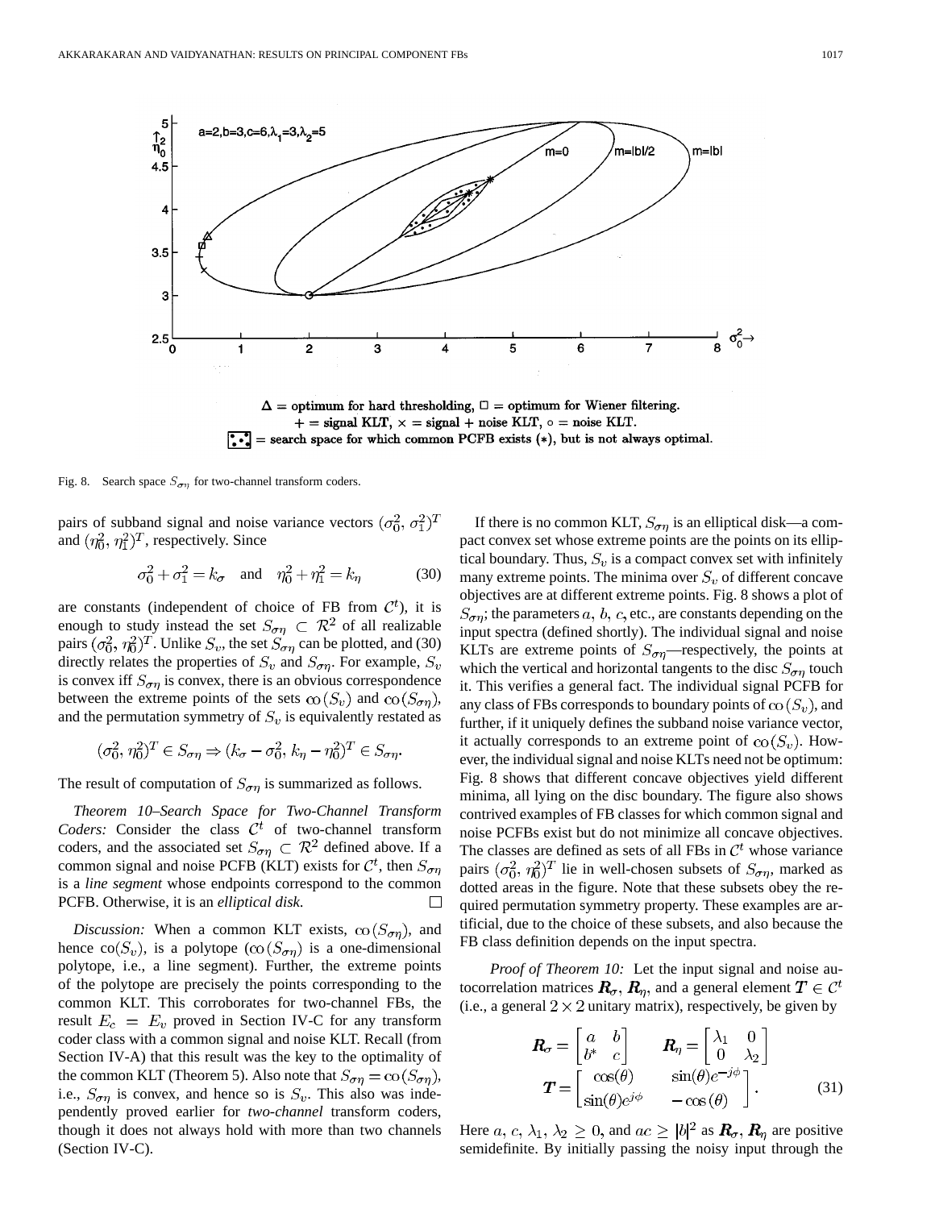Fig. 8. Search space $S_{\sigma\eta}$ for two-channel transform coders.

pairs of subband signal and noise variance vectors $(\sigma_0^2, \sigma_1^2)^T$ and $(\eta_0^2, \eta_1^2)^T$, respectively. Since

$$\sigma_0^2 + \sigma_1^2 = k_\sigma \quad \text{and} \quad \eta_0^2 + \eta_1^2 = k_\eta \tag{30}$$

are constants (independent of choice of FB from $\mathcal{C}^t$), it is enough to study instead the set $S_{\sigma\eta} \subset \mathcal{R}^2$ of all realizable pairs $(\sigma_0^2, \eta_0^2)^T$. Unlike $S_v$, the set $S_{\sigma\eta}$ can be plotted, and (30) directly relates the properties of $S_v$ and $S_{\sigma\eta}$. For example, $S_v$ is convex iff $S_{\sigma\eta}$ is convex, there is an obvious correspondence between the extreme points of the sets $\text{co}(S_v)$ and $\text{co}(S_{\sigma\eta})$, and the permutation symmetry of $S_v$ is equivalently restated as

$$(\sigma_0^2, \eta_0^2)^T \in S_{\sigma\eta} \Rightarrow (k_\sigma - \sigma_0^2, k_\eta - \eta_0^2)^T \in S_{\sigma\eta}.$$

The result of computation of $S_{\sigma\eta}$ is summarized as follows.

*Theorem 10–Search Space for Two-Channel Transform Coders:* Consider the class $\mathcal{C}^t$ of two-channel transform coders, and the associated set $S_{\sigma\eta} \subset \mathcal{R}^2$ defined above. If a common signal and noise PCFB (KLT) exists for $\mathcal{C}^t$, then $S_{\sigma\eta}$ is a *line segment* whose endpoints correspond to the common PCFB. Otherwise, it is an *elliptical disk*. □

*Discussion:* When a common KLT exists, $\text{co}(S_{\sigma\eta})$, and hence $\text{co}(S_v)$, is a polytope ($\text{co}(S_{\sigma\eta})$ is a one-dimensional polytope, i.e., a line segment). Further, the extreme points of the polytope are precisely the points corresponding to the common KLT. This corroborates for two-channel FBs, the result $E_c = E_v$ proved in Section IV-C for any transform coder class with a common signal and noise KLT. Recall (from Section IV-A) that this result was the key to the optimality of the common KLT (Theorem 5). Also note that $S_{\sigma\eta} = \text{co}(S_{\sigma\eta})$, i.e., $S_{\sigma\eta}$ is convex, and hence so is $S_v$. This also was independently proved earlier for *two-channel* transform coders, though it does not always hold with more than two channels (Section IV-C).

If there is no common KLT, $S_{\sigma\eta}$ is an elliptical disk—a compact convex set whose extreme points are the points on its elliptical boundary. Thus, $S_v$ is a compact convex set with infinitely many extreme points. The minima over $S_v$ of different concave objectives are at different extreme points. Fig. 8 shows a plot of $S_{\sigma\eta}$; the parameters $a, b, c$, etc., are constants depending on the input spectra (defined shortly). The individual signal and noise KLTs are extreme points of $S_{\sigma\eta}$—respectively, the points at which the vertical and horizontal tangents to the disc $S_{\sigma\eta}$ touch it. This verifies a general fact. The individual signal PCFB for any class of FBs corresponds to boundary points of $\text{co}(S_v)$, and further, if it uniquely defines the subband noise variance vector, it actually corresponds to an extreme point of $\text{co}(S_v)$. However, the individual signal and noise KLTs need not be optimum: Fig. 8 shows that different concave objectives yield different minima, all lying on the disc boundary. The figure also shows contrived examples of FB classes for which common signal and noise PCFBs exist but do not minimize all concave objectives. The classes are defined as sets of all FBs in $\mathcal{C}^t$ whose variance pairs $(\sigma_0^2, \eta_0^2)^T$ lie in well-chosen subsets of $S_{\sigma\eta}$, marked as dotted areas in the figure. Note that these subsets obey the required permutation symmetry property. These examples are artificial, due to the choice of these subsets, and also because the FB class definition depends on the input spectra.

*Proof of Theorem 10:* Let the input signal and noise autocorrelation matrices $\boldsymbol{R}_\sigma, \boldsymbol{R}_\eta$, and a general element $\boldsymbol{T} \in \mathcal{C}^t$ (i.e., a general $2 \times 2$ unitary matrix), respectively, be given by

$$\boldsymbol{R}_\sigma = \begin{bmatrix} a & b \\ b^* & c \end{bmatrix} \qquad \boldsymbol{R}_\eta = \begin{bmatrix} \lambda_1 & 0 \\ 0 & \lambda_2 \end{bmatrix}$$
$$\boldsymbol{T} = \begin{bmatrix} \cos(\theta) & \sin(\theta)e^{-j\phi} \\ \sin(\theta)e^{j\phi} & -\cos(\theta) \end{bmatrix}. \tag{31}$$

Here $a, c, \lambda_1, \lambda_2 \geq 0$, and $ac \geq |b|^2$ as $\boldsymbol{R}_\sigma, \boldsymbol{R}_\eta$ are positive semidefinite. By initially passing the noisy input through the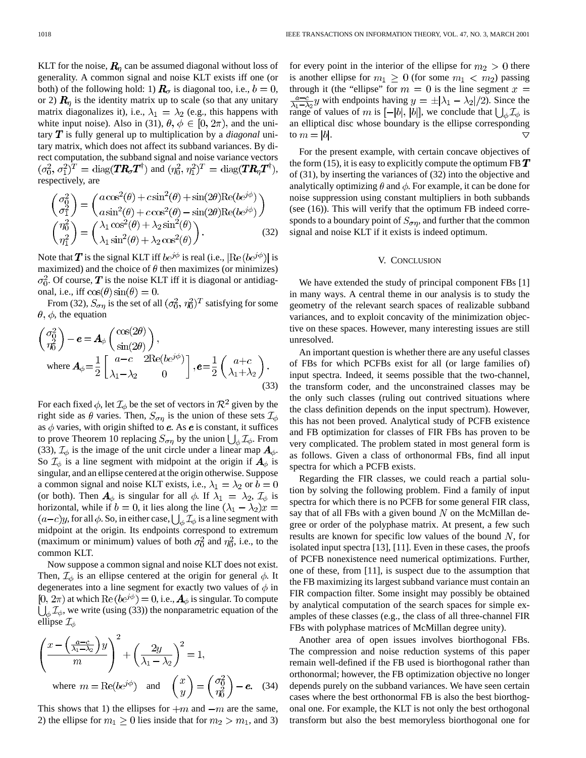KLT for the noise, $\boldsymbol{R}_\eta$ can be assumed diagonal without loss of generality. A common signal and noise KLT exists iff one (or both) of the following hold: 1) $\boldsymbol{R}_\sigma$ is diagonal too, i.e., $b = 0$, or 2) $\boldsymbol{R}_\eta$ is the identity matrix up to scale (so that any unitary matrix diagonalizes it), i.e., $\lambda_1 = \lambda_2$ (e.g., this happens with white input noise). Also in (31), $\theta, \phi \in [0, 2\pi)$, and the unitary $\boldsymbol{T}$ is fully general up to multiplication by a *diagonal* unitary matrix, which does not affect its subband variances. By direct computation, the subband signal and noise variance vectors $(\sigma_0^2, \sigma_1^2)^T = \text{diag}(\boldsymbol{T}\boldsymbol{R}_\sigma \boldsymbol{T}^\dagger)$ and $(\eta_0^2, \eta_1^2)^T = \text{diag}(\boldsymbol{T}\boldsymbol{R}_\eta \boldsymbol{T}^\dagger)$, respectively, are

$$\begin{pmatrix} \sigma_0^2 \\ \sigma_1^2 \end{pmatrix} = \begin{pmatrix} a\cos^2(\theta) + c\sin^2(\theta) + \sin(2\theta)\text{Re}(be^{j\phi}) \\ a\sin^2(\theta) + c\cos^2(\theta) - \sin(2\theta)\text{Re}(be^{j\phi}) \end{pmatrix}$$
$$\begin{pmatrix} \eta_0^2 \\ \eta_1^2 \end{pmatrix} = \begin{pmatrix} \lambda_1\cos^2(\theta) + \lambda_2\sin^2(\theta) \\ \lambda_1\sin^2(\theta) + \lambda_2\cos^2(\theta) \end{pmatrix}. \tag{32}$$

Note that $\boldsymbol{T}$ is the signal KLT iff $be^{j\phi}$ is real (i.e., $|\text{Re}(be^{j\phi})|$ is maximized) and the choice of $\theta$ then maximizes (or minimizes) $\sigma_0^2$. Of course, $\boldsymbol{T}$ is the noise KLT iff it is diagonal or antidiagonal, i.e., iff $\cos(\theta)\sin(\theta) = 0$.

From (32), $S_{\sigma\eta}$ is the set of all $(\sigma_0^2, \eta_0^2)^T$ satisfying for some $\theta, \phi$, the equation

$$\begin{pmatrix} \sigma_0^2 \\ \eta_0^2 \end{pmatrix} - \boldsymbol{e} = \boldsymbol{A}_\phi \begin{pmatrix} \cos(2\theta) \\ \sin(2\theta) \end{pmatrix},$$
$$\text{where } \boldsymbol{A}_\phi = \frac{1}{2}\begin{bmatrix} a-c & 2\text{Re}(be^{j\phi}) \\ \lambda_1 - \lambda_2 & 0 \end{bmatrix}, \boldsymbol{e} = \frac{1}{2}\begin{pmatrix} a+c \\ \lambda_1 + \lambda_2 \end{pmatrix}. \tag{33}$$

For each fixed $\phi$, let $\mathcal{I}_\phi$ be the set of vectors in $\mathcal{R}^2$ given by the right side as $\theta$ varies. Then, $S_{\sigma\eta}$ is the union of these sets $\mathcal{I}_\phi$ as $\phi$ varies, with origin shifted to $\boldsymbol{e}$. As $\boldsymbol{e}$ is constant, it suffices to prove Theorem 10 replacing $S_{\sigma\eta}$ by the union $\bigcup_\phi \mathcal{I}_\phi$. From (33), $\mathcal{I}_\phi$ is the image of the unit circle under a linear map $\boldsymbol{A}_\phi$. So $\mathcal{I}_\phi$ is a line segment with midpoint at the origin if $\boldsymbol{A}_\phi$ is singular, and an ellipse centered at the origin otherwise. Suppose a common signal and noise KLT exists, i.e., $\lambda_1 = \lambda_2$ or $b = 0$ (or both). Then $\boldsymbol{A}_\phi$ is singular for all $\phi$. If $\lambda_1 = \lambda_2$, $\mathcal{I}_\phi$ is horizontal, while if $b = 0$, it lies along the line $(\lambda_1 - \lambda_2)x = (a-c)y$, for all $\phi$. So, in either case, $\bigcup_\phi \mathcal{I}_\phi$ is a line segment with midpoint at the origin. Its endpoints correspond to extremum (maximum or minimum) values of both $\sigma_0^2$ and $\eta_0^2$, i.e., to the common KLT.

Now suppose a common signal and noise KLT does not exist. Then, $\mathcal{I}_\phi$ is an ellipse centered at the origin for general $\phi$. It degenerates into a line segment for exactly two values of $\phi$ in $[0, 2\pi)$ at which $\text{Re}(be^{j\phi}) = 0$, i.e., $\boldsymbol{A}_\phi$ is singular. To compute $\bigcup_\phi \mathcal{I}_\phi$, we write (using (33)) the nonparametric equation of the ellipse $\mathcal{I}_\phi$

$$\left(\frac{x - \left(\frac{a-c}{\lambda_1 - \lambda_2}\right)y}{m}\right)^2 + \left(\frac{2y}{\lambda_1 - \lambda_2}\right)^2 = 1,$$
$$\text{where } m = \text{Re}(be^{j\phi}) \quad \text{and} \quad \begin{pmatrix} x \\ y \end{pmatrix} = \begin{pmatrix} \sigma_0^2 \\ \eta_0^2 \end{pmatrix} - \boldsymbol{e}. \tag{34}$$

This shows that 1) the ellipses for $+m$ and $-m$ are the same, 2) the ellipse for $m_1 \geq 0$ lies inside that for $m_2 > m_1$, and 3) for every point in the interior of the ellipse for $m_2 > 0$ there is another ellipse for $m_1 \geq 0$ (for some $m_1 < m_2$) passing through it (the "ellipse" for $m = 0$ is the line segment $x = \frac{a-c}{\lambda_1 - \lambda_2}y$ with endpoints having $y = \pm|\lambda_1 - \lambda_2|/2$). Since the range of values of $m$ is $[-|b|, |b|]$, we conclude that $\bigcup_\phi \mathcal{I}_\phi$ is an elliptical disc whose boundary is the ellipse corresponding to $m = |b|$. $\triangledown$

For the present example, with certain concave objectives of the form (15), it is easy to explicitly compute the optimum FB $\boldsymbol{T}$ of (31), by inserting the variances of (32) into the objective and analytically optimizing $\theta$ and $\phi$. For example, it can be done for noise suppression using constant multipliers in both subbands (see (16)). This will verify that the optimum FB indeed corresponds to a boundary point of $S_{\sigma\eta}$, and further that the common signal and noise KLT if it exists is indeed optimum.

## V. Conclusion

We have extended the study of principal component FBs [1] in many ways. A central theme in our analysis is to study the geometry of the relevant search spaces of realizable subband variances, and to exploit concavity of the minimization objective on these spaces. However, many interesting issues are still unresolved.

An important question is whether there are any useful classes of FBs for which PCFBs exist for all (or large families of) input spectra. Indeed, it seems possible that the two-channel, the transform coder, and the unconstrained classes may be the only such classes (ruling out contrived situations where the class definition depends on the input spectrum). However, this has not been proved. Analytical study of PCFB existence and FB optimization for classes of FIR FBs has proven to be very complicated. The problem stated in most general form is as follows. Given a class of orthonormal FBs, find all input spectra for which a PCFB exists.

Regarding the FIR classes, we could reach a partial solution by solving the following problem. Find a family of input spectra for which there is no PCFB for some general FIR class, say that of all FBs with a given bound $N$ on the McMillan degree or order of the polyphase matrix. At present, a few such results are known for specific low values of the bound $N$, for isolated input spectra [13], [11]. Even in these cases, the proofs of PCFB nonexistence need numerical optimizations. Further, one of these, from [11], is suspect due to the assumption that the FB maximizing its largest subband variance must contain an FIR compaction filter. Some insight may possibly be obtained by analytical computation of the search spaces for simple examples of these classes (e.g., the class of all three-channel FIR FBs with polyphase matrices of McMillan degree unity).

Another area of open issues involves biorthogonal FBs. The compression and noise reduction systems of this paper remain well-defined if the FB used is biorthogonal rather than orthonormal; however, the FB optimization objective no longer depends purely on the subband variances. We have seen certain cases where the best orthonormal FB is also the best biorthogonal one. For example, the KLT is not only the best orthogonal transform but also the best memoryless biorthogonal one for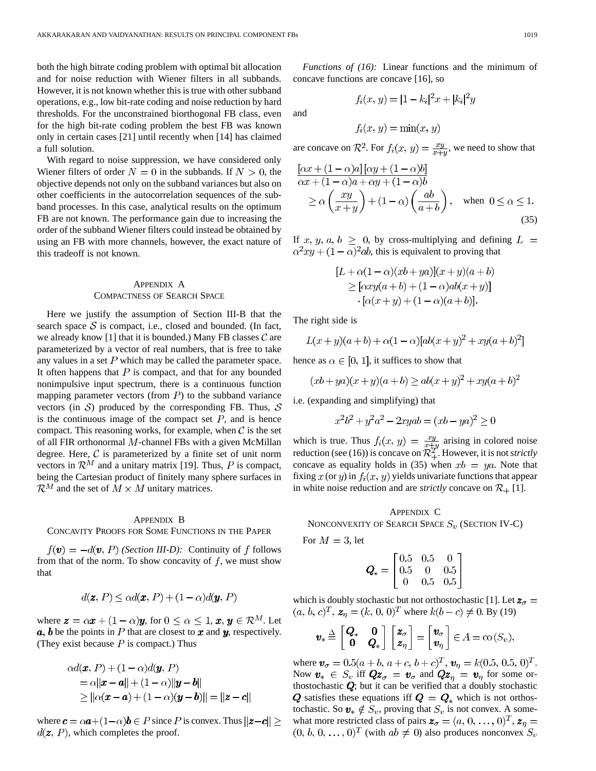both the high bitrate coding problem with optimal bit allocation and for noise reduction with Wiener filters in all subbands. However, it is not known whether this is true with other subband operations, e.g., low bit-rate coding and noise reduction by hard thresholds. For the unconstrained biorthogonal FB class, even for the high bit-rate coding problem the best FB was known only in certain cases [21] until recently when [14] has claimed a full solution.

With regard to noise suppression, we have considered only Wiener filters of order $N = 0$ in the subbands. If $N > 0$, the objective depends not only on the subband variances but also on other coefficients in the autocorrelation sequences of the subband processes. In this case, analytical results on the optimum FB are not known. The performance gain due to increasing the order of the subband Wiener filters could instead be obtained by using an FB with more channels, however, the exact nature of this tradeoff is not known.

## Appendix A
## Compactness of Search Space

Here we justify the assumption of Section III-B that the search space $\mathcal{S}$ is compact, i.e., closed and bounded. (In fact, we already know [1] that it is bounded.) Many FB classes $\mathcal{C}$ are parameterized by a vector of real numbers, that is free to take any values in a set $P$ which may be called the parameter space. It often happens that $P$ is compact, and that for any bounded nonimpulsive input spectrum, there is a continuous function mapping parameter vectors (from $P$) to the subband variance vectors (in $\mathcal{S}$) produced by the corresponding FB. Thus, $\mathcal{S}$ is the continuous image of the compact set $P$, and is hence compact. This reasoning works, for example, when $\mathcal{C}$ is the set of all FIR orthonormal $M$-channel FBs with a given McMillan degree. Here, $\mathcal{C}$ is parameterized by a finite set of unit norm vectors in $\mathcal{R}^M$ and a unitary matrix [19]. Thus, $P$ is compact, being the Cartesian product of finitely many sphere surfaces in $\mathcal{R}^M$ and the set of $M \times M$ unitary matrices.

## Appendix B
## Concavity Proofs for Some Functions in the Paper

*$f(\boldsymbol{v}) = -d(\boldsymbol{v}, P)$ (Section III-D):* Continuity of $f$ follows from that of the norm. To show concavity of $f$, we must show that

$$d(\boldsymbol{z}, P) \leq \alpha d(\boldsymbol{x}, P) + (1-\alpha) d(\boldsymbol{y}, P)$$

where $\boldsymbol{z} = \alpha \boldsymbol{x} + (1-\alpha)\boldsymbol{y}$, for $0 \leq \alpha \leq 1$, $\boldsymbol{x}, \boldsymbol{y} \in \mathcal{R}^M$. Let $\boldsymbol{a}, \boldsymbol{b}$ be the points in $P$ that are closest to $\boldsymbol{x}$ and $\boldsymbol{y}$, respectively. (They exist because $P$ is compact.) Thus

$$\begin{aligned}
&\alpha d(\boldsymbol{x}, P) + (1-\alpha) d(\boldsymbol{y}, P) \\
&= \alpha \|\boldsymbol{x} - \boldsymbol{a}\| + (1-\alpha)\|\boldsymbol{y} - \boldsymbol{b}\| \\
&\geq \|\alpha(\boldsymbol{x} - \boldsymbol{a}) + (1-\alpha)(\boldsymbol{y} - \boldsymbol{b})\| = \|\boldsymbol{z} - \boldsymbol{c}\|
\end{aligned}$$

where $\boldsymbol{c} = \alpha\boldsymbol{a} + (1-\alpha)\boldsymbol{b} \in P$ since $P$ is convex. Thus $\|\boldsymbol{z} - \boldsymbol{c}\| \geq d(\boldsymbol{z}, P)$, which completes the proof.

*Functions of (16):* Linear functions and the minimum of concave functions are concave [16], so

$$f_i(x, y) = |1 - k_i|^2 x + |k_i|^2 y$$

and

$$f_i(x, y) = \min(x, y)$$

are concave on $\mathcal{R}^2$. For $f_i(x, y) = \frac{xy}{x+y}$, we need to show that

$$\begin{aligned}
&\frac{[\alpha x + (1-\alpha)a][\alpha y + (1-\alpha)b]}{\alpha x + (1-\alpha)a + \alpha y + (1-\alpha)b} \\
&\qquad \geq \alpha\left(\frac{xy}{x+y}\right) + (1-\alpha)\left(\frac{ab}{a+b}\right), \quad \text{when } 0 \leq \alpha \leq 1.
\end{aligned} \tag{35}$$

If $x, y, a, b \geq 0$, by cross-multiplying and defining $L = \alpha^2 xy + (1-\alpha)^2 ab$, this is equivalent to proving that

$$\begin{aligned}
&[L + \alpha(1-\alpha)(xb + ya)](x+y)(a+b) \\
&\quad \geq [\alpha xy(a+b) + (1-\alpha)ab(x+y)] \\
&\qquad \cdot [\alpha(x+y) + (1-\alpha)(a+b)].
\end{aligned}$$

The right side is

$$L(x+y)(a+b) + \alpha(1-\alpha)[ab(x+y)^2 + xy(a+b)^2]$$

hence as $\alpha \in [0, 1]$, it suffices to show that

$$(xb + ya)(x+y)(a+b) \geq ab(x+y)^2 + xy(a+b)^2$$

i.e. (expanding and simplifying) that

$$x^2b^2 + y^2a^2 - 2xyab = (xb - ya)^2 \geq 0$$

which is true. Thus $f_i(x, y) = \frac{xy}{x+y}$ arising in colored noise reduction (see (16)) is concave on $\mathcal{R}_+^2$. However, it is not *strictly* concave as equality holds in (35) when $xb = ya$. Note that fixing $x$ (or $y$) in $f_i(x, y)$ yields univariate functions that appear in white noise reduction and are *strictly* concave on $\mathcal{R}_+$ [1].

## Appendix C
## Nonconvexity of Search Space $S_v$ (Section IV-C)

For $M = 3$, let

$$\boldsymbol{Q}_* = \begin{bmatrix} 0.5 & 0.5 & 0 \\ 0.5 & 0 & 0.5 \\ 0 & 0.5 & 0.5 \end{bmatrix}$$

which is doubly stochastic but not orthostochastic [1]. Let $\boldsymbol{z}_\sigma = (a, b, c)^T$, $\boldsymbol{z}_\eta = (k, 0, 0)^T$ where $k(b-c) \neq 0$. By (19)

$$\boldsymbol{v}_* \triangleq \begin{bmatrix} \boldsymbol{Q}_* & \boldsymbol{0} \\ \boldsymbol{0} & \boldsymbol{Q}_* \end{bmatrix} \begin{bmatrix} \boldsymbol{z}_\sigma \\ \boldsymbol{z}_\eta \end{bmatrix} = \begin{bmatrix} \boldsymbol{v}_\sigma \\ \boldsymbol{v}_\eta \end{bmatrix} \in A = \mathrm{co}(S_v),$$

where $\boldsymbol{v}_\sigma = 0.5(a+b, a+c, b+c)^T$, $\boldsymbol{v}_\eta = k(0.5, 0.5, 0)^T$. Now $\boldsymbol{v}_* \in S_v$ iff $\boldsymbol{Q}\boldsymbol{z}_\sigma = \boldsymbol{v}_\sigma$ and $\boldsymbol{Q}\boldsymbol{z}_\eta = \boldsymbol{v}_\eta$ for some orthostochastic $\boldsymbol{Q}$; but it can be verified that a doubly stochastic $\boldsymbol{Q}$ satisfies these equations iff $\boldsymbol{Q} = \boldsymbol{Q}_*$ which is not orthostochastic. So $\boldsymbol{v}_* \notin S_v$, proving that $S_v$ is not convex. A somewhat more restricted class of pairs $\boldsymbol{z}_\sigma = (a, 0, \ldots, 0)^T$, $\boldsymbol{z}_\eta = (0, b, 0, \ldots, 0)^T$ (with $ab \neq 0$) also produces nonconvex $S_v$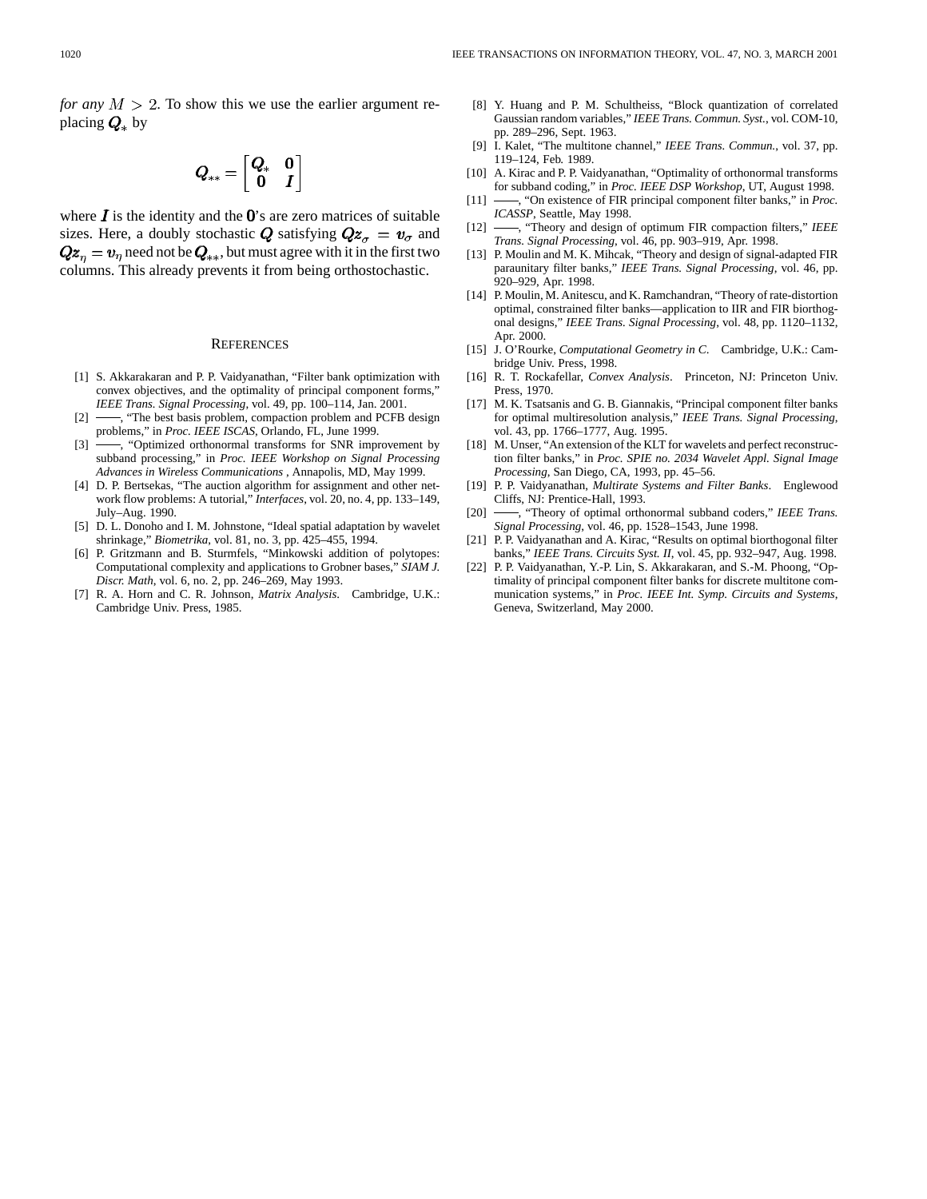*for any* $M > 2$. To show this we use the earlier argument replacing $\boldsymbol{Q}_*$ by

$$\boldsymbol{Q}_{**} = \begin{bmatrix} \boldsymbol{Q}_* & \boldsymbol{0} \\ \boldsymbol{0} & \boldsymbol{I} \end{bmatrix}$$

where $\boldsymbol{I}$ is the identity and the $\boldsymbol{0}$'s are zero matrices of suitable sizes. Here, a doubly stochastic $\boldsymbol{Q}$ satisfying $\boldsymbol{Q}\boldsymbol{z}_\sigma = \boldsymbol{v}_\sigma$ and $\boldsymbol{Q}\boldsymbol{z}_\eta = \boldsymbol{v}_\eta$ need not be $\boldsymbol{Q}_{**}$, but must agree with it in the first two columns. This already prevents it from being orthostochastic.

## REFERENCES

[1] S. Akkarakaran and P. P. Vaidyanathan, "Filter bank optimization with convex objectives, and the optimality of principal component forms," *IEEE Trans. Signal Processing*, vol. 49, pp. 100–114, Jan. 2001.

[2] ——, "The best basis problem, compaction problem and PCFB design problems," in *Proc. IEEE ISCAS*, Orlando, FL, June 1999.

[3] ——, "Optimized orthonormal transforms for SNR improvement by subband processing," in *Proc. IEEE Workshop on Signal Processing Advances in Wireless Communications* , Annapolis, MD, May 1999.

[4] D. P. Bertsekas, "The auction algorithm for assignment and other network flow problems: A tutorial," *Interfaces*, vol. 20, no. 4, pp. 133–149, July–Aug. 1990.

[5] D. L. Donoho and I. M. Johnstone, "Ideal spatial adaptation by wavelet shrinkage," *Biometrika*, vol. 81, no. 3, pp. 425–455, 1994.

[6] P. Gritzmann and B. Sturmfels, "Minkowski addition of polytopes: Computational complexity and applications to Grobner bases," *SIAM J. Discr. Math*, vol. 6, no. 2, pp. 246–269, May 1993.

[7] R. A. Horn and C. R. Johnson, *Matrix Analysis*. Cambridge, U.K.: Cambridge Univ. Press, 1985.

[8] Y. Huang and P. M. Schultheiss, "Block quantization of correlated Gaussian random variables," *IEEE Trans. Commun. Syst.*, vol. COM-10, pp. 289–296, Sept. 1963.

[9] I. Kalet, "The multitone channel," *IEEE Trans. Commun.*, vol. 37, pp. 119–124, Feb. 1989.

[10] A. Kirac and P. P. Vaidyanathan, "Optimality of orthonormal transforms for subband coding," in *Proc. IEEE DSP Workshop*, UT, August 1998.

[11] ——, "On existence of FIR principal component filter banks," in *Proc. ICASSP*, Seattle, May 1998.

[12] ——, "Theory and design of optimum FIR compaction filters," *IEEE Trans. Signal Processing*, vol. 46, pp. 903–919, Apr. 1998.

[13] P. Moulin and M. K. Mihcak, "Theory and design of signal-adapted FIR paraunitary filter banks," *IEEE Trans. Signal Processing*, vol. 46, pp. 920–929, Apr. 1998.

[14] P. Moulin, M. Anitescu, and K. Ramchandran, "Theory of rate-distortion optimal, constrained filter banks—application to IIR and FIR biorthogonal designs," *IEEE Trans. Signal Processing*, vol. 48, pp. 1120–1132, Apr. 2000.

[15] J. O'Rourke, *Computational Geometry in C*. Cambridge, U.K.: Cambridge Univ. Press, 1998.

[16] R. T. Rockafellar, *Convex Analysis*. Princeton, NJ: Princeton Univ. Press, 1970.

[17] M. K. Tsatsanis and G. B. Giannakis, "Principal component filter banks for optimal multiresolution analysis," *IEEE Trans. Signal Processing*, vol. 43, pp. 1766–1777, Aug. 1995.

[18] M. Unser, "An extension of the KLT for wavelets and perfect reconstruction filter banks," in *Proc. SPIE no. 2034 Wavelet Appl. Signal Image Processing*, San Diego, CA, 1993, pp. 45–56.

[19] P. P. Vaidyanathan, *Multirate Systems and Filter Banks*. Englewood Cliffs, NJ: Prentice-Hall, 1993.

[20] ——, "Theory of optimal orthonormal subband coders," *IEEE Trans. Signal Processing*, vol. 46, pp. 1528–1543, June 1998.

[21] P. P. Vaidyanathan and A. Kirac, "Results on optimal biorthogonal filter banks," *IEEE Trans. Circuits Syst. II*, vol. 45, pp. 932–947, Aug. 1998.

[22] P. P. Vaidyanathan, Y.-P. Lin, S. Akkarakaran, and S.-M. Phoong, "Optimality of principal component filter banks for discrete multitone communication systems," in *Proc. IEEE Int. Symp. Circuits and Systems*, Geneva, Switzerland, May 2000.